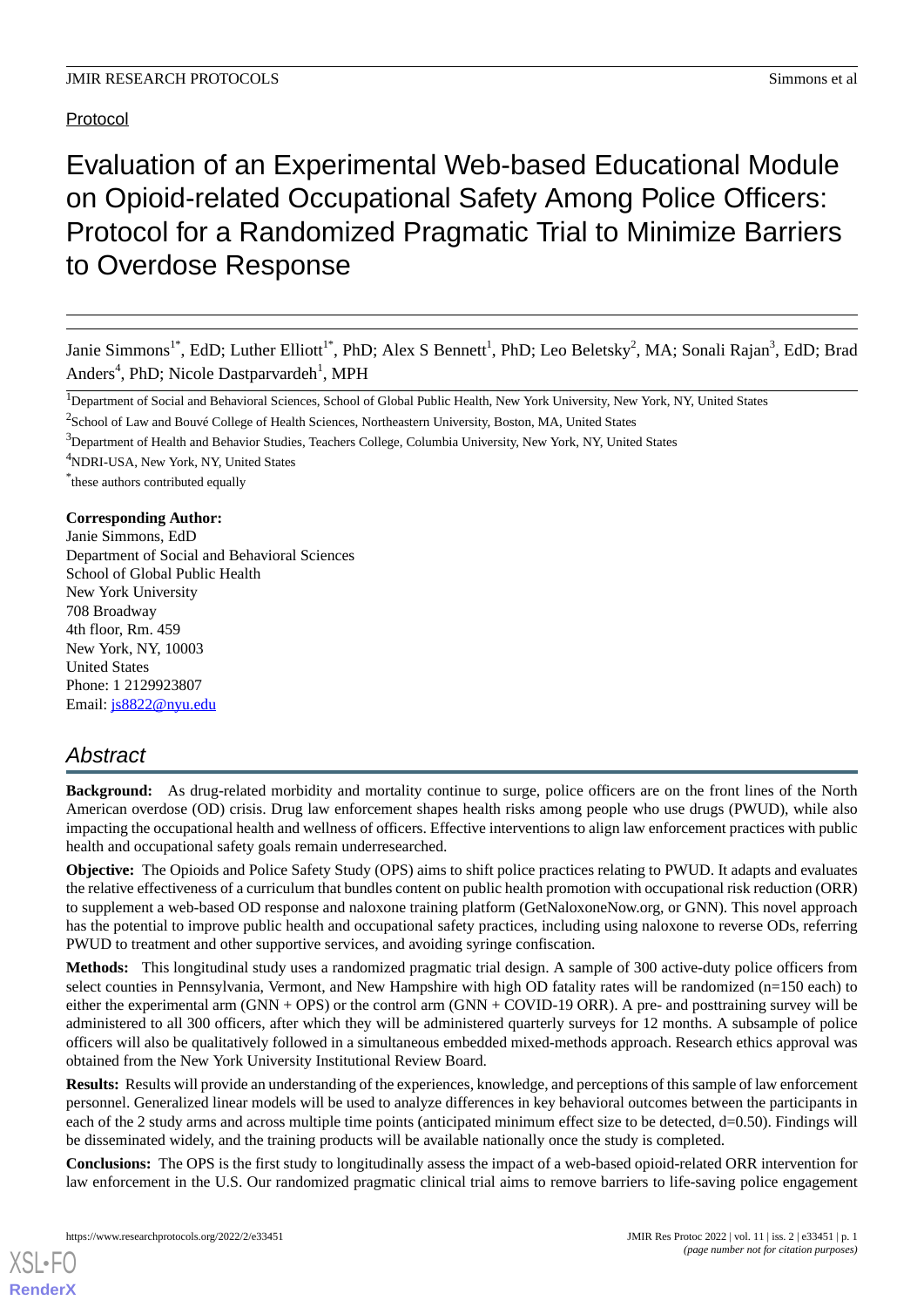Protocol

# Evaluation of an Experimental Web-based Educational Module on Opioid-related Occupational Safety Among Police Officers: Protocol for a Randomized Pragmatic Trial to Minimize Barriers to Overdose Response

Janie Simmons[1*], EdD; Luther Elliott[1*], PhD; Alex S Bennett[1], PhD; Leo Beletsky[2], MA; Sonali Rajan[3], EdD; Brad Anders[4], PhD; Nicole Dastparvardeh[1], MPH

[1]Department of Social and Behavioral Sciences, School of Global Public Health, New York University, New York, NY, United States

[2]School of Law and Bouvé College of Health Sciences, Northeastern University, Boston, MA, United States

[3]Department of Health and Behavior Studies, Teachers College, Columbia University, New York, NY, United States

[4]NDRI-USA, New York, NY, United States

[*]these authors contributed equally

**Corresponding Author:**
Janie Simmons, EdD
Department of Social and Behavioral Sciences
School of Global Public Health
New York University
708 Broadway
4th floor, Rm. 459
New York, NY, 10003
United States
Phone: 1 2129923807
Email: js8822@nyu.edu

## Abstract

**Background:** As drug-related morbidity and mortality continue to surge, police officers are on the front lines of the North American overdose (OD) crisis. Drug law enforcement shapes health risks among people who use drugs (PWUD), while also impacting the occupational health and wellness of officers. Effective interventions to align law enforcement practices with public health and occupational safety goals remain underresearched.

**Objective:** The Opioids and Police Safety Study (OPS) aims to shift police practices relating to PWUD. It adapts and evaluates the relative effectiveness of a curriculum that bundles content on public health promotion with occupational risk reduction (ORR) to supplement a web-based OD response and naloxone training platform (GetNaloxoneNow.org, or GNN). This novel approach has the potential to improve public health and occupational safety practices, including using naloxone to reverse ODs, referring PWUD to treatment and other supportive services, and avoiding syringe confiscation.

**Methods:** This longitudinal study uses a randomized pragmatic trial design. A sample of 300 active-duty police officers from select counties in Pennsylvania, Vermont, and New Hampshire with high OD fatality rates will be randomized (n=150 each) to either the experimental arm (GNN + OPS) or the control arm (GNN + COVID-19 ORR). A pre- and posttraining survey will be administered to all 300 officers, after which they will be administered quarterly surveys for 12 months. A subsample of police officers will also be qualitatively followed in a simultaneous embedded mixed-methods approach. Research ethics approval was obtained from the New York University Institutional Review Board.

**Results:** Results will provide an understanding of the experiences, knowledge, and perceptions of this sample of law enforcement personnel. Generalized linear models will be used to analyze differences in key behavioral outcomes between the participants in each of the 2 study arms and across multiple time points (anticipated minimum effect size to be detected, d=0.50). Findings will be disseminated widely, and the training products will be available nationally once the study is completed.

**Conclusions:** The OPS is the first study to longitudinally assess the impact of a web-based opioid-related ORR intervention for law enforcement in the U.S. Our randomized pragmatic clinical trial aims to remove barriers to life-saving police engagement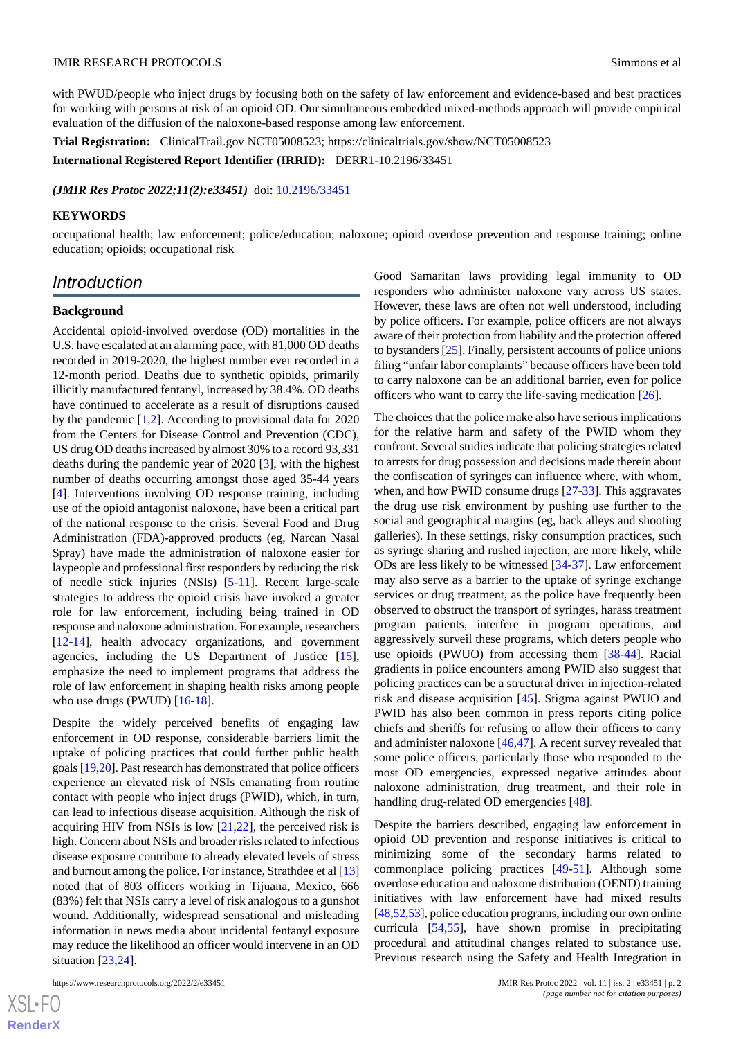with PWUD/people who inject drugs by focusing both on the safety of law enforcement and evidence-based and best practices for working with persons at risk of an opioid OD. Our simultaneous embedded mixed-methods approach will provide empirical evaluation of the diffusion of the naloxone-based response among law enforcement.

**Trial Registration:** ClinicalTrail.gov NCT05008523; https://clinicaltrials.gov/show/NCT05008523

**International Registered Report Identifier (IRRID):** DERR1-10.2196/33451

***(JMIR Res Protoc 2022;11(2):e33451)*** doi: 10.2196/33451

## KEYWORDS

occupational health; law enforcement; police/education; naloxone; opioid overdose prevention and response training; online education; opioids; occupational risk

## *Introduction*

### Background

Accidental opioid-involved overdose (OD) mortalities in the U.S. have escalated at an alarming pace, with 81,000 OD deaths recorded in 2019-2020, the highest number ever recorded in a 12-month period. Deaths due to synthetic opioids, primarily illicitly manufactured fentanyl, increased by 38.4%. OD deaths have continued to accelerate as a result of disruptions caused by the pandemic [1,2]. According to provisional data for 2020 from the Centers for Disease Control and Prevention (CDC), US drug OD deaths increased by almost 30% to a record 93,331 deaths during the pandemic year of 2020 [3], with the highest number of deaths occurring amongst those aged 35-44 years [4]. Interventions involving OD response training, including use of the opioid antagonist naloxone, have been a critical part of the national response to the crisis. Several Food and Drug Administration (FDA)-approved products (eg, Narcan Nasal Spray) have made the administration of naloxone easier for laypeople and professional first responders by reducing the risk of needle stick injuries (NSIs) [5-11]. Recent large-scale strategies to address the opioid crisis have invoked a greater role for law enforcement, including being trained in OD response and naloxone administration. For example, researchers [12-14], health advocacy organizations, and government agencies, including the US Department of Justice [15], emphasize the need to implement programs that address the role of law enforcement in shaping health risks among people who use drugs (PWUD) [16-18].

Despite the widely perceived benefits of engaging law enforcement in OD response, considerable barriers limit the uptake of policing practices that could further public health goals [19,20]. Past research has demonstrated that police officers experience an elevated risk of NSIs emanating from routine contact with people who inject drugs (PWID), which, in turn, can lead to infectious disease acquisition. Although the risk of acquiring HIV from NSIs is low [21,22], the perceived risk is high. Concern about NSIs and broader risks related to infectious disease exposure contribute to already elevated levels of stress and burnout among the police. For instance, Strathdee et al [13] noted that of 803 officers working in Tijuana, Mexico, 666 (83%) felt that NSIs carry a level of risk analogous to a gunshot wound. Additionally, widespread sensational and misleading information in news media about incidental fentanyl exposure may reduce the likelihood an officer would intervene in an OD situation [23,24].

Good Samaritan laws providing legal immunity to OD responders who administer naloxone vary across US states. However, these laws are often not well understood, including by police officers. For example, police officers are not always aware of their protection from liability and the protection offered to bystanders [25]. Finally, persistent accounts of police unions filing "unfair labor complaints" because officers have been told to carry naloxone can be an additional barrier, even for police officers who want to carry the life-saving medication [26].

The choices that the police make also have serious implications for the relative harm and safety of the PWID whom they confront. Several studies indicate that policing strategies related to arrests for drug possession and decisions made therein about the confiscation of syringes can influence where, with whom, when, and how PWID consume drugs [27-33]. This aggravates the drug use risk environment by pushing use further to the social and geographical margins (eg, back alleys and shooting galleries). In these settings, risky consumption practices, such as syringe sharing and rushed injection, are more likely, while ODs are less likely to be witnessed [34-37]. Law enforcement may also serve as a barrier to the uptake of syringe exchange services or drug treatment, as the police have frequently been observed to obstruct the transport of syringes, harass treatment program patients, interfere in program operations, and aggressively surveil these programs, which deters people who use opioids (PWUO) from accessing them [38-44]. Racial gradients in police encounters among PWID also suggest that policing practices can be a structural driver in injection-related risk and disease acquisition [45]. Stigma against PWUO and PWID has also been common in press reports citing police chiefs and sheriffs for refusing to allow their officers to carry and administer naloxone [46,47]. A recent survey revealed that some police officers, particularly those who responded to the most OD emergencies, expressed negative attitudes about naloxone administration, drug treatment, and their role in handling drug-related OD emergencies [48].

Despite the barriers described, engaging law enforcement in opioid OD prevention and response initiatives is critical to minimizing some of the secondary harms related to commonplace policing practices [49-51]. Although some overdose education and naloxone distribution (OEND) training initiatives with law enforcement have had mixed results [48,52,53], police education programs, including our own online curricula [54,55], have shown promise in precipitating procedural and attitudinal changes related to substance use. Previous research using the Safety and Health Integration in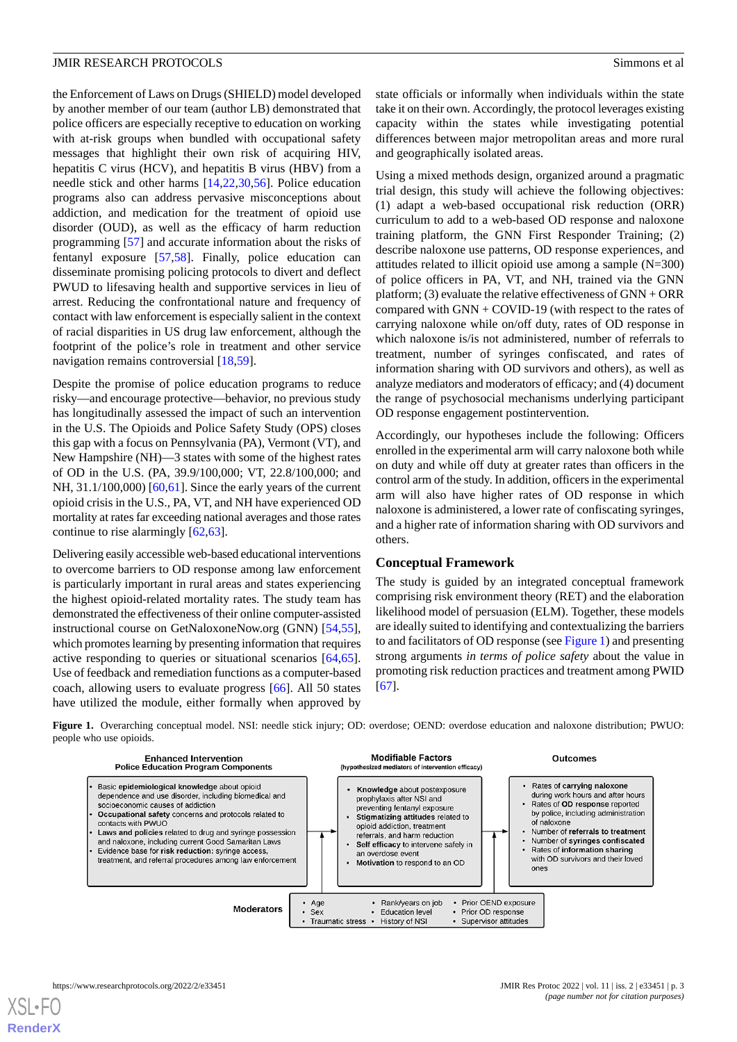the Enforcement of Laws on Drugs (SHIELD) model developed by another member of our team (author LB) demonstrated that police officers are especially receptive to education on working with at-risk groups when bundled with occupational safety messages that highlight their own risk of acquiring HIV, hepatitis C virus (HCV), and hepatitis B virus (HBV) from a needle stick and other harms [14,22,30,56]. Police education programs also can address pervasive misconceptions about addiction, and medication for the treatment of opioid use disorder (OUD), as well as the efficacy of harm reduction programming [57] and accurate information about the risks of fentanyl exposure [57,58]. Finally, police education can disseminate promising policing protocols to divert and deflect PWUD to lifesaving health and supportive services in lieu of arrest. Reducing the confrontational nature and frequency of contact with law enforcement is especially salient in the context of racial disparities in US drug law enforcement, although the footprint of the police's role in treatment and other service navigation remains controversial [18,59].

Despite the promise of police education programs to reduce risky—and encourage protective—behavior, no previous study has longitudinally assessed the impact of such an intervention in the U.S. The Opioids and Police Safety Study (OPS) closes this gap with a focus on Pennsylvania (PA), Vermont (VT), and New Hampshire (NH)—3 states with some of the highest rates of OD in the U.S. (PA, 39.9/100,000; VT, 22.8/100,000; and NH, 31.1/100,000) [60,61]. Since the early years of the current opioid crisis in the U.S., PA, VT, and NH have experienced OD mortality at rates far exceeding national averages and those rates continue to rise alarmingly [62,63].

Delivering easily accessible web-based educational interventions to overcome barriers to OD response among law enforcement is particularly important in rural areas and states experiencing the highest opioid-related mortality rates. The study team has demonstrated the effectiveness of their online computer-assisted instructional course on GetNaloxoneNow.org (GNN) [54,55], which promotes learning by presenting information that requires active responding to queries or situational scenarios [64,65]. Use of feedback and remediation functions as a computer-based coach, allowing users to evaluate progress [66]. All 50 states have utilized the module, either formally when approved by state officials or informally when individuals within the state take it on their own. Accordingly, the protocol leverages existing capacity within the states while investigating potential differences between major metropolitan areas and more rural and geographically isolated areas.

Using a mixed methods design, organized around a pragmatic trial design, this study will achieve the following objectives: (1) adapt a web-based occupational risk reduction (ORR) curriculum to add to a web-based OD response and naloxone training platform, the GNN First Responder Training; (2) describe naloxone use patterns, OD response experiences, and attitudes related to illicit opioid use among a sample (N=300) of police officers in PA, VT, and NH, trained via the GNN platform; (3) evaluate the relative effectiveness of GNN + ORR compared with GNN + COVID-19 (with respect to the rates of carrying naloxone while on/off duty, rates of OD response in which naloxone is/is not administered, number of referrals to treatment, number of syringes confiscated, and rates of information sharing with OD survivors and others), as well as analyze mediators and moderators of efficacy; and (4) document the range of psychosocial mechanisms underlying participant OD response engagement postintervention.

Accordingly, our hypotheses include the following: Officers enrolled in the experimental arm will carry naloxone both while on duty and while off duty at greater rates than officers in the control arm of the study. In addition, officers in the experimental arm will also have higher rates of OD response in which naloxone is administered, a lower rate of confiscating syringes, and a higher rate of information sharing with OD survivors and others.

## Conceptual Framework

The study is guided by an integrated conceptual framework comprising risk environment theory (RET) and the elaboration likelihood model of persuasion (ELM). Together, these models are ideally suited to identifying and contextualizing the barriers to and facilitators of OD response (see Figure 1) and presenting strong arguments *in terms of police safety* about the value in promoting risk reduction practices and treatment among PWID [67].

**Figure 1.** Overarching conceptual model. NSI: needle stick injury; OD: overdose; OEND: overdose education and naloxone distribution; PWUO: people who use opioids.

**Enhanced Intervention — Police Education Program Components**
- Basic **epidemiological knowledge** about opioid dependence and use disorder, including biomedical and socioeconomic causes of addiction
- **Occupational safety** concerns and protocols related to contacts with PWUO
- **Laws and policies** related to drug and syringe possession and naloxone, including current Good Samaritan Laws
- Evidence base for **risk reduction:** syringe access, treatment, and referral procedures among law enforcement

**Modifiable Factors** (hypothesized mediators of intervention efficacy)
- **Knowledge** about postexposure prophylaxis after NSI and preventing fentanyl exposure
- **Stigmatizing attitudes** related to opioid addiction, treatment referrals, and harm reduction
- **Self efficacy** to intervene safely in an overdose event
- **Motivation** to respond to an OD

**Outcomes**
- Rates of **carrying naloxone** during work hours and after hours
- Rates of **OD response** reported by police, including administration of naloxone
- Number of **referrals to treatment**
- Number of **syringes confiscated**
- Rates of **information sharing** with OD survivors and their loved ones

**Moderators**
- Age
- Sex
- Traumatic stress
- Rank/years on job
- Education level
- History of NSI
- Prior OEND exposure
- Prior OD response
- Supervisor attitudes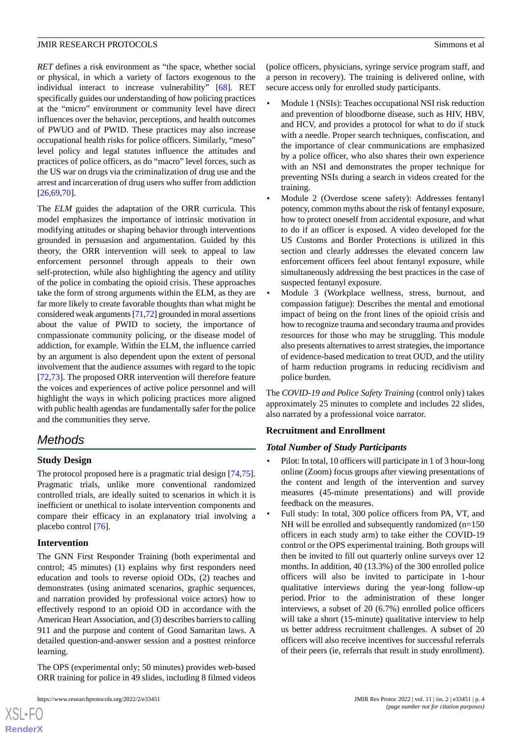*RET* defines a risk environment as "the space, whether social or physical, in which a variety of factors exogenous to the individual interact to increase vulnerability" [68]. RET specifically guides our understanding of how policing practices at the "micro" environment or community level have direct influences over the behavior, perceptions, and health outcomes of PWUO and of PWID. These practices may also increase occupational health risks for police officers. Similarly, "meso" level policy and legal statutes influence the attitudes and practices of police officers, as do "macro" level forces, such as the US war on drugs via the criminalization of drug use and the arrest and incarceration of drug users who suffer from addiction [26,69,70].

The *ELM* guides the adaptation of the ORR curricula. This model emphasizes the importance of intrinsic motivation in modifying attitudes or shaping behavior through interventions grounded in persuasion and argumentation. Guided by this theory, the ORR intervention will seek to appeal to law enforcement personnel through appeals to their own self-protection, while also highlighting the agency and utility of the police in combating the opioid crisis. These approaches take the form of strong arguments within the ELM, as they are far more likely to create favorable thoughts than what might be considered weak arguments [71,72] grounded in moral assertions about the value of PWID to society, the importance of compassionate community policing, or the disease model of addiction, for example. Within the ELM, the influence carried by an argument is also dependent upon the extent of personal involvement that the audience assumes with regard to the topic [72,73]. The proposed ORR intervention will therefore feature the voices and experiences of active police personnel and will highlight the ways in which policing practices more aligned with public health agendas are fundamentally safer for the police and the communities they serve.

## Methods

### Study Design

The protocol proposed here is a pragmatic trial design [74,75]. Pragmatic trials, unlike more conventional randomized controlled trials, are ideally suited to scenarios in which it is inefficient or unethical to isolate intervention components and compare their efficacy in an explanatory trial involving a placebo control [76].

### Intervention

The GNN First Responder Training (both experimental and control; 45 minutes) (1) explains why first responders need education and tools to reverse opioid ODs, (2) teaches and demonstrates (using animated scenarios, graphic sequences, and narration provided by professional voice actors) how to effectively respond to an opioid OD in accordance with the American Heart Association, and (3) describes barriers to calling 911 and the purpose and content of Good Samaritan laws. A detailed question-and-answer session and a posttest reinforce learning.

The OPS (experimental only; 50 minutes) provides web-based ORR training for police in 49 slides, including 8 filmed videos (police officers, physicians, syringe service program staff, and a person in recovery). The training is delivered online, with secure access only for enrolled study participants.

- Module 1 (NSIs): Teaches occupational NSI risk reduction and prevention of bloodborne disease, such as HIV, HBV, and HCV, and provides a protocol for what to do if stuck with a needle. Proper search techniques, confiscation, and the importance of clear communications are emphasized by a police officer, who also shares their own experience with an NSI and demonstrates the proper technique for preventing NSIs during a search in videos created for the training.
- Module 2 (Overdose scene safety): Addresses fentanyl potency, common myths about the risk of fentanyl exposure, how to protect oneself from accidental exposure, and what to do if an officer is exposed. A video developed for the US Customs and Border Protections is utilized in this section and clearly addresses the elevated concern law enforcement officers feel about fentanyl exposure, while simultaneously addressing the best practices in the case of suspected fentanyl exposure.
- Module 3 (Workplace wellness, stress, burnout, and compassion fatigue): Describes the mental and emotional impact of being on the front lines of the opioid crisis and how to recognize trauma and secondary trauma and provides resources for those who may be struggling. This module also presents alternatives to arrest strategies, the importance of evidence-based medication to treat OUD, and the utility of harm reduction programs in reducing recidivism and police burden.

The *COVID-19 and Police Safety Training* (control only) takes approximately 25 minutes to complete and includes 22 slides, also narrated by a professional voice narrator.

### Recruitment and Enrollment

#### *Total Number of Study Participants*

- Pilot: In total, 10 officers will participate in 1 of 3 hour-long online (Zoom) focus groups after viewing presentations of the content and length of the intervention and survey measures (45-minute presentations) and will provide feedback on the measures.
- Full study: In total, 300 police officers from PA, VT, and NH will be enrolled and subsequently randomized (n=150 officers in each study arm) to take either the COVID-19 control or the OPS experimental training. Both groups will then be invited to fill out quarterly online surveys over 12 months. In addition, 40 (13.3%) of the 300 enrolled police officers will also be invited to participate in 1-hour qualitative interviews during the year-long follow-up period. Prior to the administration of these longer interviews, a subset of 20 (6.7%) enrolled police officers will take a short (15-minute) qualitative interview to help us better address recruitment challenges. A subset of 20 officers will also receive incentives for successful referrals of their peers (ie, referrals that result in study enrollment).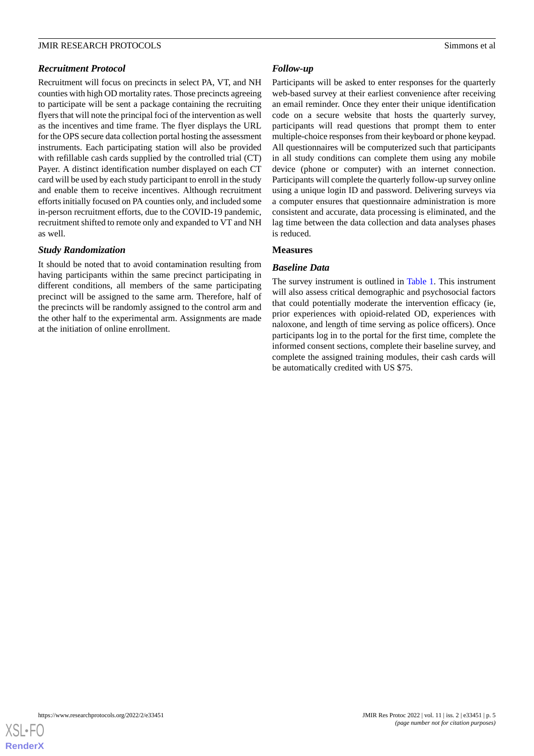### Recruitment Protocol

Recruitment will focus on precincts in select PA, VT, and NH counties with high OD mortality rates. Those precincts agreeing to participate will be sent a package containing the recruiting flyers that will note the principal foci of the intervention as well as the incentives and time frame. The flyer displays the URL for the OPS secure data collection portal hosting the assessment instruments. Each participating station will also be provided with refillable cash cards supplied by the controlled trial (CT) Payer. A distinct identification number displayed on each CT card will be used by each study participant to enroll in the study and enable them to receive incentives. Although recruitment efforts initially focused on PA counties only, and included some in-person recruitment efforts, due to the COVID-19 pandemic, recruitment shifted to remote only and expanded to VT and NH as well.

### Study Randomization

It should be noted that to avoid contamination resulting from having participants within the same precinct participating in different conditions, all members of the same participating precinct will be assigned to the same arm. Therefore, half of the precincts will be randomly assigned to the control arm and the other half to the experimental arm. Assignments are made at the initiation of online enrollment.

### Follow-up

Participants will be asked to enter responses for the quarterly web-based survey at their earliest convenience after receiving an email reminder. Once they enter their unique identification code on a secure website that hosts the quarterly survey, participants will read questions that prompt them to enter multiple-choice responses from their keyboard or phone keypad. All questionnaires will be computerized such that participants in all study conditions can complete them using any mobile device (phone or computer) with an internet connection. Participants will complete the quarterly follow-up survey online using a unique login ID and password. Delivering surveys via a computer ensures that questionnaire administration is more consistent and accurate, data processing is eliminated, and the lag time between the data collection and data analyses phases is reduced.

## Measures

### Baseline Data

The survey instrument is outlined in Table 1. This instrument will also assess critical demographic and psychosocial factors that could potentially moderate the intervention efficacy (ie, prior experiences with opioid-related OD, experiences with naloxone, and length of time serving as police officers). Once participants log in to the portal for the first time, complete the informed consent sections, complete their baseline survey, and complete the assigned training modules, their cash cards will be automatically credited with US $75.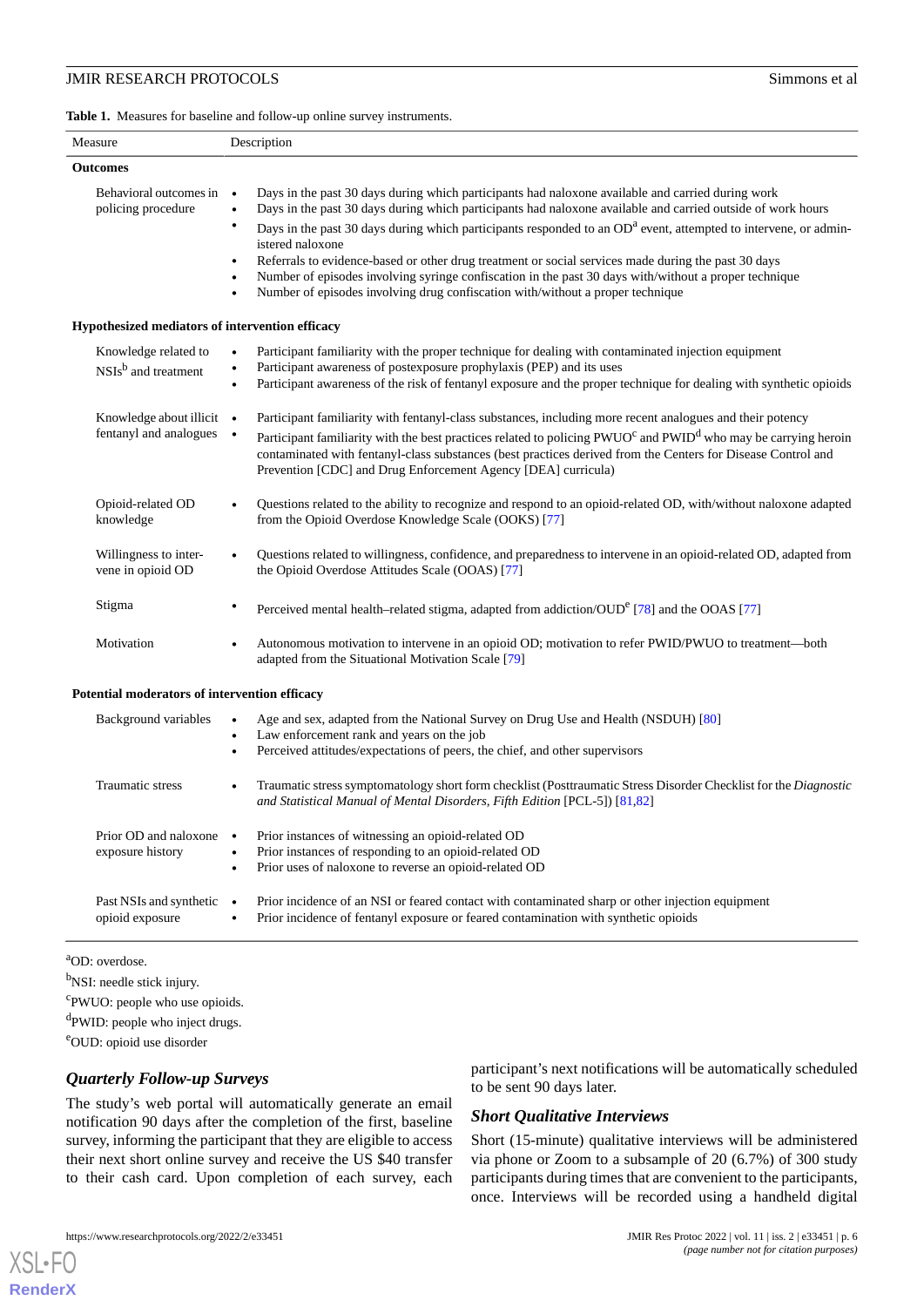**Table 1.** Measures for baseline and follow-up online survey instruments.

| Measure | Description |
|---|---|
| **Outcomes** | |
| Behavioral outcomes in policing procedure | • Days in the past 30 days during which participants had naloxone available and carried during work<br>• Days in the past 30 days during which participants had naloxone available and carried outside of work hours<br>• Days in the past 30 days during which participants responded to an OD[a] event, attempted to intervene, or administered naloxone<br>• Referrals to evidence-based or other drug treatment or social services made during the past 30 days<br>• Number of episodes involving syringe confiscation in the past 30 days with/without a proper technique<br>• Number of episodes involving drug confiscation with/without a proper technique |
| **Hypothesized mediators of intervention efficacy** | |
| Knowledge related to NSIs[b] and treatment | • Participant familiarity with the proper technique for dealing with contaminated injection equipment<br>• Participant awareness of postexposure prophylaxis (PEP) and its uses<br>• Participant awareness of the risk of fentanyl exposure and the proper technique for dealing with synthetic opioids |
| Knowledge about illicit fentanyl and analogues | • Participant familiarity with fentanyl-class substances, including more recent analogues and their potency<br>• Participant familiarity with the best practices related to policing PWUO[c] and PWID[d] who may be carrying heroin contaminated with fentanyl-class substances (best practices derived from the Centers for Disease Control and Prevention [CDC] and Drug Enforcement Agency [DEA] curricula) |
| Opioid-related OD knowledge | • Questions related to the ability to recognize and respond to an opioid-related OD, with/without naloxone adapted from the Opioid Overdose Knowledge Scale (OOKS) [77] |
| Willingness to intervene in opioid OD | • Questions related to willingness, confidence, and preparedness to intervene in an opioid-related OD, adapted from the Opioid Overdose Attitudes Scale (OOAS) [77] |
| Stigma | • Perceived mental health–related stigma, adapted from addiction/OUD[e] [78] and the OOAS [77] |
| Motivation | • Autonomous motivation to intervene in an opioid OD; motivation to refer PWID/PWUO to treatment—both adapted from the Situational Motivation Scale [79] |
| **Potential moderators of intervention efficacy** | |
| Background variables | • Age and sex, adapted from the National Survey on Drug Use and Health (NSDUH) [80]<br>• Law enforcement rank and years on the job<br>• Perceived attitudes/expectations of peers, the chief, and other supervisors |
| Traumatic stress | • Traumatic stress symptomatology short form checklist (Posttraumatic Stress Disorder Checklist for the *Diagnostic and Statistical Manual of Mental Disorders, Fifth Edition* [PCL-5]) [81,82] |
| Prior OD and naloxone exposure history | • Prior instances of witnessing an opioid-related OD<br>• Prior instances of responding to an opioid-related OD<br>• Prior uses of naloxone to reverse an opioid-related OD |
| Past NSIs and synthetic opioid exposure | • Prior incidence of an NSI or feared contact with contaminated sharp or other injection equipment<br>• Prior incidence of fentanyl exposure or feared contamination with synthetic opioids |

[a]OD: overdose.

[b]NSI: needle stick injury.

[c]PWUO: people who use opioids.

[d]PWID: people who inject drugs.

[e]OUD: opioid use disorder

### *Quarterly Follow-up Surveys*

The study's web portal will automatically generate an email notification 90 days after the completion of the first, baseline survey, informing the participant that they are eligible to access their next short online survey and receive the US $40 transfer to their cash card. Upon completion of each survey, each participant's next notifications will be automatically scheduled to be sent 90 days later.

### *Short Qualitative Interviews*

Short (15-minute) qualitative interviews will be administered via phone or Zoom to a subsample of 20 (6.7%) of 300 study participants during times that are convenient to the participants, once. Interviews will be recorded using a handheld digital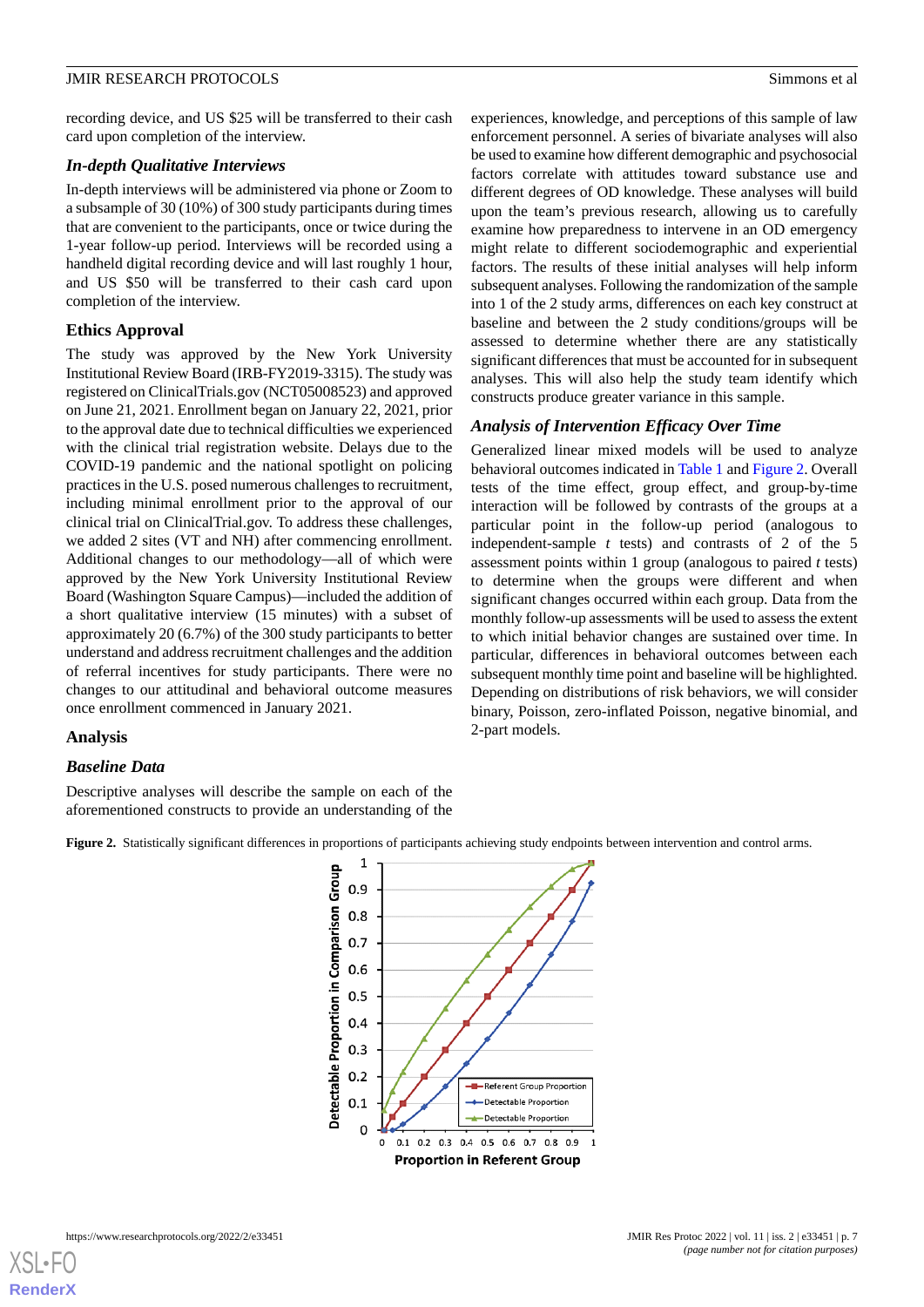recording device, and US $25 will be transferred to their cash card upon completion of the interview.

### In-depth Qualitative Interviews

In-depth interviews will be administered via phone or Zoom to a subsample of 30 (10%) of 300 study participants during times that are convenient to the participants, once or twice during the 1-year follow-up period. Interviews will be recorded using a handheld digital recording device and will last roughly 1 hour, and US $50 will be transferred to their cash card upon completion of the interview.

## Ethics Approval

The study was approved by the New York University Institutional Review Board (IRB-FY2019-3315). The study was registered on ClinicalTrials.gov (NCT05008523) and approved on June 21, 2021. Enrollment began on January 22, 2021, prior to the approval date due to technical difficulties we experienced with the clinical trial registration website. Delays due to the COVID-19 pandemic and the national spotlight on policing practices in the U.S. posed numerous challenges to recruitment, including minimal enrollment prior to the approval of our clinical trial on ClinicalTrial.gov. To address these challenges, we added 2 sites (VT and NH) after commencing enrollment. Additional changes to our methodology—all of which were approved by the New York University Institutional Review Board (Washington Square Campus)—included the addition of a short qualitative interview (15 minutes) with a subset of approximately 20 (6.7%) of the 300 study participants to better understand and address recruitment challenges and the addition of referral incentives for study participants. There were no changes to our attitudinal and behavioral outcome measures once enrollment commenced in January 2021.

## Analysis

### Baseline Data

Descriptive analyses will describe the sample on each of the aforementioned constructs to provide an understanding of the experiences, knowledge, and perceptions of this sample of law enforcement personnel. A series of bivariate analyses will also be used to examine how different demographic and psychosocial factors correlate with attitudes toward substance use and different degrees of OD knowledge. These analyses will build upon the team's previous research, allowing us to carefully examine how preparedness to intervene in an OD emergency might relate to different sociodemographic and experiential factors. The results of these initial analyses will help inform subsequent analyses. Following the randomization of the sample into 1 of the 2 study arms, differences on each key construct at baseline and between the 2 study conditions/groups will be assessed to determine whether there are any statistically significant differences that must be accounted for in subsequent analyses. This will also help the study team identify which constructs produce greater variance in this sample.

### Analysis of Intervention Efficacy Over Time

Generalized linear mixed models will be used to analyze behavioral outcomes indicated in Table 1 and Figure 2. Overall tests of the time effect, group effect, and group-by-time interaction will be followed by contrasts of the groups at a particular point in the follow-up period (analogous to independent-sample $t$ tests) and contrasts of 2 of the 5 assessment points within 1 group (analogous to paired $t$ tests) to determine when the groups were different and when significant changes occurred within each group. Data from the monthly follow-up assessments will be used to assess the extent to which initial behavior changes are sustained over time. In particular, differences in behavioral outcomes between each subsequent monthly time point and baseline will be highlighted. Depending on distributions of risk behaviors, we will consider binary, Poisson, zero-inflated Poisson, negative binomial, and 2-part models.

**Figure 2.** Statistically significant differences in proportions of participants achieving study endpoints between intervention and control arms.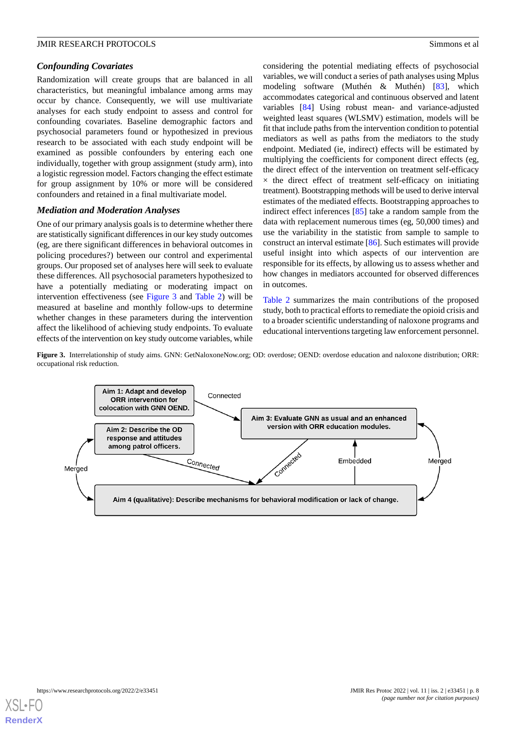### Confounding Covariates

Randomization will create groups that are balanced in all characteristics, but meaningful imbalance among arms may occur by chance. Consequently, we will use multivariate analyses for each study endpoint to assess and control for confounding covariates. Baseline demographic factors and psychosocial parameters found or hypothesized in previous research to be associated with each study endpoint will be examined as possible confounders by entering each one individually, together with group assignment (study arm), into a logistic regression model. Factors changing the effect estimate for group assignment by 10% or more will be considered confounders and retained in a final multivariate model.

### Mediation and Moderation Analyses

One of our primary analysis goals is to determine whether there are statistically significant differences in our key study outcomes (eg, are there significant differences in behavioral outcomes in policing procedures?) between our control and experimental groups. Our proposed set of analyses here will seek to evaluate these differences. All psychosocial parameters hypothesized to have a potentially mediating or moderating impact on intervention effectiveness (see Figure 3 and Table 2) will be measured at baseline and monthly follow-ups to determine whether changes in these parameters during the intervention affect the likelihood of achieving study endpoints. To evaluate effects of the intervention on key study outcome variables, while considering the potential mediating effects of psychosocial variables, we will conduct a series of path analyses using Mplus modeling software (Muthén & Muthén) [83], which accommodates categorical and continuous observed and latent variables [84] Using robust mean- and variance-adjusted weighted least squares (WLSMV) estimation, models will be fit that include paths from the intervention condition to potential mediators as well as paths from the mediators to the study endpoint. Mediated (ie, indirect) effects will be estimated by multiplying the coefficients for component direct effects (eg, the direct effect of the intervention on treatment self-efficacy × the direct effect of treatment self-efficacy on initiating treatment). Bootstrapping methods will be used to derive interval estimates of the mediated effects. Bootstrapping approaches to indirect effect inferences [85] take a random sample from the data with replacement numerous times (eg, 50,000 times) and use the variability in the statistic from sample to sample to construct an interval estimate [86]. Such estimates will provide useful insight into which aspects of our intervention are responsible for its effects, by allowing us to assess whether and how changes in mediators accounted for observed differences in outcomes.

Table 2 summarizes the main contributions of the proposed study, both to practical efforts to remediate the opioid crisis and to a broader scientific understanding of naloxone programs and educational interventions targeting law enforcement personnel.

**Figure 3.** Interrelationship of study aims. GNN: GetNaloxoneNow.org; OD: overdose; OEND: overdose education and naloxone distribution; ORR: occupational risk reduction.

Aim 1: Adapt and develop ORR intervention for colocation with GNN OEND.

Aim 2: Describe the OD response and attitudes among patrol officers.

Aim 3: Evaluate GNN as usual and an enhanced version with ORR education modules.

Aim 4 (qualitative): Describe mechanisms for behavioral modification or lack of change.

Connected

Connected

Connected

Embedded

Merged

Merged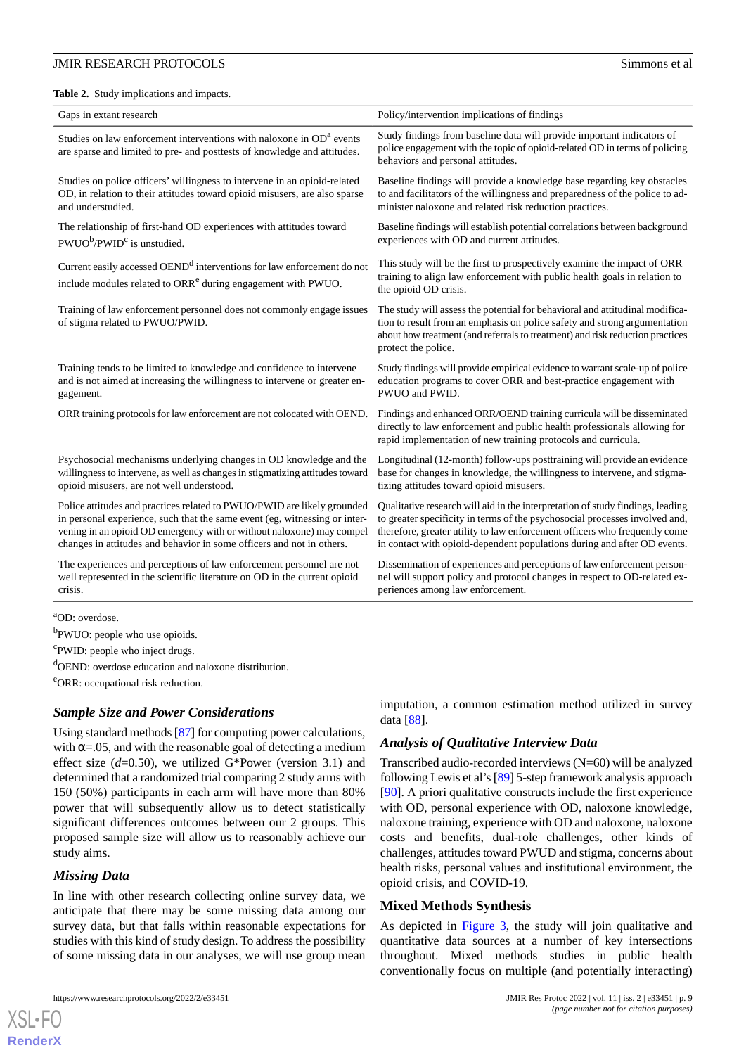**Table 2.** Study implications and impacts.

| Gaps in extant research | Policy/intervention implications of findings |
|---|---|
| Studies on law enforcement interventions with naloxone in OD[a] events are sparse and limited to pre- and posttests of knowledge and attitudes. | Study findings from baseline data will provide important indicators of police engagement with the topic of opioid-related OD in terms of policing behaviors and personal attitudes. |
| Studies on police officers' willingness to intervene in an opioid-related OD, in relation to their attitudes toward opioid misusers, are also sparse and understudied. | Baseline findings will provide a knowledge base regarding key obstacles to and facilitators of the willingness and preparedness of the police to administer naloxone and related risk reduction practices. |
| The relationship of first-hand OD experiences with attitudes toward PWUO[b]/PWID[c] is unstudied. | Baseline findings will establish potential correlations between background experiences with OD and current attitudes. |
| Current easily accessed OEND[d] interventions for law enforcement do not include modules related to ORR[e] during engagement with PWUO. | This study will be the first to prospectively examine the impact of ORR training to align law enforcement with public health goals in relation to the opioid OD crisis. |
| Training of law enforcement personnel does not commonly engage issues of stigma related to PWUO/PWID. | The study will assess the potential for behavioral and attitudinal modification to result from an emphasis on police safety and strong argumentation about how treatment (and referrals to treatment) and risk reduction practices protect the police. |
| Training tends to be limited to knowledge and confidence to intervene and is not aimed at increasing the willingness to intervene or greater engagement. | Study findings will provide empirical evidence to warrant scale-up of police education programs to cover ORR and best-practice engagement with PWUO and PWID. |
| ORR training protocols for law enforcement are not colocated with OEND. | Findings and enhanced ORR/OEND training curricula will be disseminated directly to law enforcement and public health professionals allowing for rapid implementation of new training protocols and curricula. |
| Psychosocial mechanisms underlying changes in OD knowledge and the willingness to intervene, as well as changes in stigmatizing attitudes toward opioid misusers, are not well understood. | Longitudinal (12-month) follow-ups posttraining will provide an evidence base for changes in knowledge, the willingness to intervene, and stigmatizing attitudes toward opioid misusers. |
| Police attitudes and practices related to PWUO/PWID are likely grounded in personal experience, such that the same event (eg, witnessing or intervening in an opioid OD emergency with or without naloxone) may compel changes in attitudes and behavior in some officers and not in others. | Qualitative research will aid in the interpretation of study findings, leading to greater specificity in terms of the psychosocial processes involved and, therefore, greater utility to law enforcement officers who frequently come in contact with opioid-dependent populations during and after OD events. |
| The experiences and perceptions of law enforcement personnel are not well represented in the scientific literature on OD in the current opioid crisis. | Dissemination of experiences and perceptions of law enforcement personnel will support policy and protocol changes in respect to OD-related experiences among law enforcement. |

[a]OD: overdose.

[b]PWUO: people who use opioids.

[c]PWID: people who inject drugs.

[d]OEND: overdose education and naloxone distribution.

[e]ORR: occupational risk reduction.

### Sample Size and Power Considerations

Using standard methods [87] for computing power calculations, with $\alpha$=.05, and with the reasonable goal of detecting a medium effect size ($d$=0.50), we utilized G*Power (version 3.1) and determined that a randomized trial comparing 2 study arms with 150 (50%) participants in each arm will have more than 80% power that will subsequently allow us to detect statistically significant differences outcomes between our 2 groups. This proposed sample size will allow us to reasonably achieve our study aims.

### Missing Data

In line with other research collecting online survey data, we anticipate that there may be some missing data among our survey data, but that falls within reasonable expectations for studies with this kind of study design. To address the possibility of some missing data in our analyses, we will use group mean imputation, a common estimation method utilized in survey data [88].

### Analysis of Qualitative Interview Data

Transcribed audio-recorded interviews (N=60) will be analyzed following Lewis et al's [89] 5-step framework analysis approach [90]. A priori qualitative constructs include the first experience with OD, personal experience with OD, naloxone knowledge, naloxone training, experience with OD and naloxone, naloxone costs and benefits, dual-role challenges, other kinds of challenges, attitudes toward PWUD and stigma, concerns about health risks, personal values and institutional environment, the opioid crisis, and COVID-19.

## Mixed Methods Synthesis

As depicted in Figure 3, the study will join qualitative and quantitative data sources at a number of key intersections throughout. Mixed methods studies in public health conventionally focus on multiple (and potentially interacting)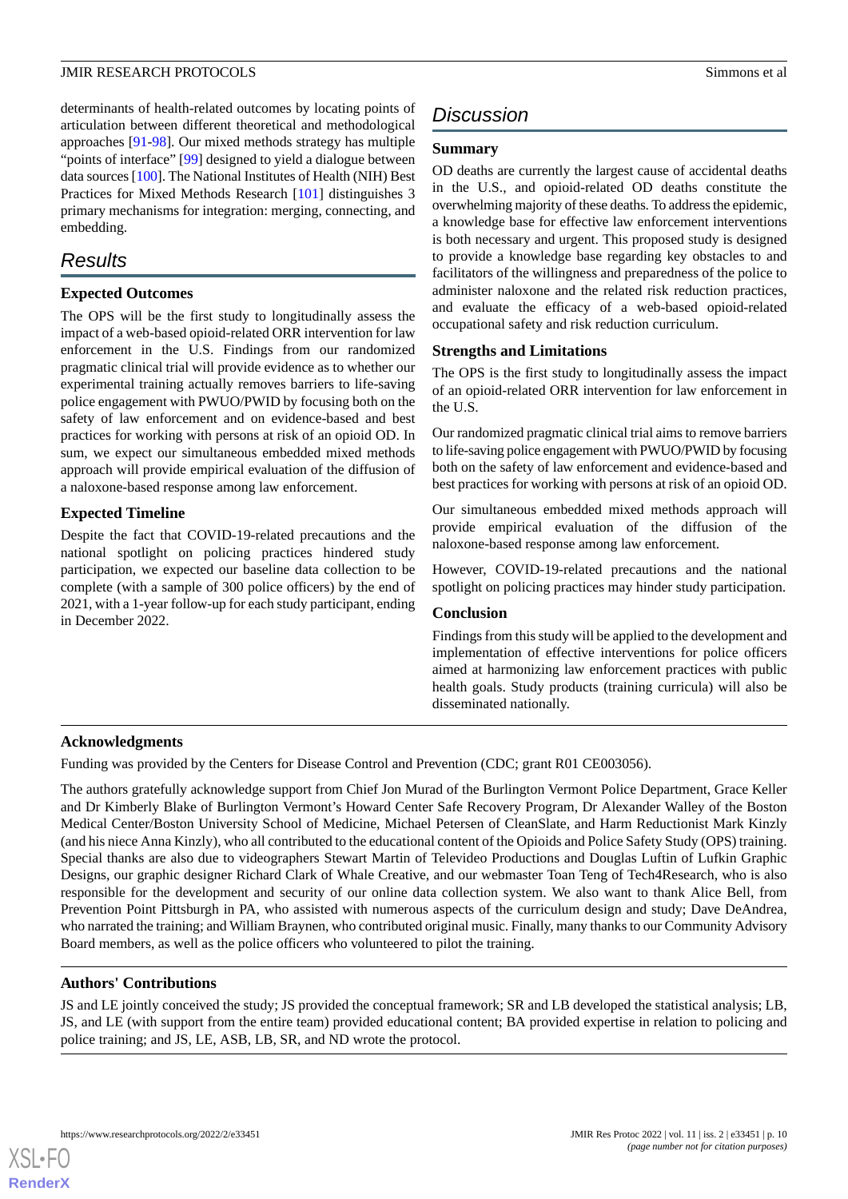determinants of health-related outcomes by locating points of articulation between different theoretical and methodological approaches [91-98]. Our mixed methods strategy has multiple "points of interface" [99] designed to yield a dialogue between data sources [100]. The National Institutes of Health (NIH) Best Practices for Mixed Methods Research [101] distinguishes 3 primary mechanisms for integration: merging, connecting, and embedding.

# Results

## Expected Outcomes

The OPS will be the first study to longitudinally assess the impact of a web-based opioid-related ORR intervention for law enforcement in the U.S. Findings from our randomized pragmatic clinical trial will provide evidence as to whether our experimental training actually removes barriers to life-saving police engagement with PWUO/PWID by focusing both on the safety of law enforcement and on evidence-based and best practices for working with persons at risk of an opioid OD. In sum, we expect our simultaneous embedded mixed methods approach will provide empirical evaluation of the diffusion of a naloxone-based response among law enforcement.

## Expected Timeline

Despite the fact that COVID-19-related precautions and the national spotlight on policing practices hindered study participation, we expected our baseline data collection to be complete (with a sample of 300 police officers) by the end of 2021, with a 1-year follow-up for each study participant, ending in December 2022.

# Discussion

## Summary

OD deaths are currently the largest cause of accidental deaths in the U.S., and opioid-related OD deaths constitute the overwhelming majority of these deaths. To address the epidemic, a knowledge base for effective law enforcement interventions is both necessary and urgent. This proposed study is designed to provide a knowledge base regarding key obstacles to and facilitators of the willingness and preparedness of the police to administer naloxone and the related risk reduction practices, and evaluate the efficacy of a web-based opioid-related occupational safety and risk reduction curriculum.

## Strengths and Limitations

The OPS is the first study to longitudinally assess the impact of an opioid-related ORR intervention for law enforcement in the U.S.

Our randomized pragmatic clinical trial aims to remove barriers to life-saving police engagement with PWUO/PWID by focusing both on the safety of law enforcement and evidence-based and best practices for working with persons at risk of an opioid OD.

Our simultaneous embedded mixed methods approach will provide empirical evaluation of the diffusion of the naloxone-based response among law enforcement.

However, COVID-19-related precautions and the national spotlight on policing practices may hinder study participation.

## Conclusion

Findings from this study will be applied to the development and implementation of effective interventions for police officers aimed at harmonizing law enforcement practices with public health goals. Study products (training curricula) will also be disseminated nationally.

## Acknowledgments

Funding was provided by the Centers for Disease Control and Prevention (CDC; grant R01 CE003056).

The authors gratefully acknowledge support from Chief Jon Murad of the Burlington Vermont Police Department, Grace Keller and Dr Kimberly Blake of Burlington Vermont's Howard Center Safe Recovery Program, Dr Alexander Walley of the Boston Medical Center/Boston University School of Medicine, Michael Petersen of CleanSlate, and Harm Reductionist Mark Kinzly (and his niece Anna Kinzly), who all contributed to the educational content of the Opioids and Police Safety Study (OPS) training. Special thanks are also due to videographers Stewart Martin of Televideo Productions and Douglas Luftin of Lufkin Graphic Designs, our graphic designer Richard Clark of Whale Creative, and our webmaster Toan Teng of Tech4Research, who is also responsible for the development and security of our online data collection system. We also want to thank Alice Bell, from Prevention Point Pittsburgh in PA, who assisted with numerous aspects of the curriculum design and study; Dave DeAndrea, who narrated the training; and William Braynen, who contributed original music. Finally, many thanks to our Community Advisory Board members, as well as the police officers who volunteered to pilot the training.

## Authors' Contributions

JS and LE jointly conceived the study; JS provided the conceptual framework; SR and LB developed the statistical analysis; LB, JS, and LE (with support from the entire team) provided educational content; BA provided expertise in relation to policing and police training; and JS, LE, ASB, LB, SR, and ND wrote the protocol.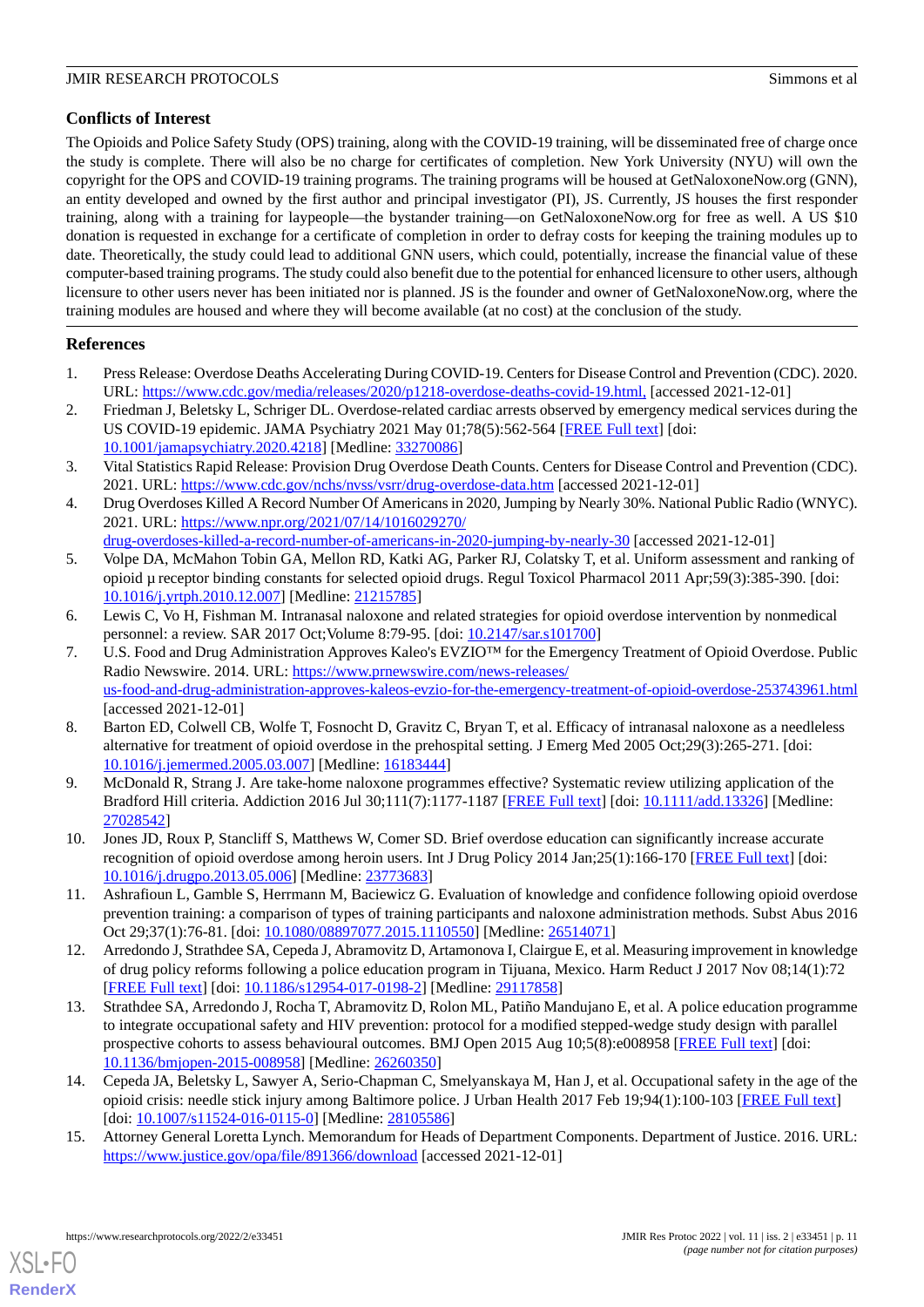## Conflicts of Interest

The Opioids and Police Safety Study (OPS) training, along with the COVID-19 training, will be disseminated free of charge once the study is complete. There will also be no charge for certificates of completion. New York University (NYU) will own the copyright for the OPS and COVID-19 training programs. The training programs will be housed at GetNaloxoneNow.org (GNN), an entity developed and owned by the first author and principal investigator (PI), JS. Currently, JS houses the first responder training, along with a training for laypeople—the bystander training—on GetNaloxoneNow.org for free as well. A US $10 donation is requested in exchange for a certificate of completion in order to defray costs for keeping the training modules up to date. Theoretically, the study could lead to additional GNN users, which could, potentially, increase the financial value of these computer-based training programs. The study could also benefit due to the potential for enhanced licensure to other users, although licensure to other users never has been initiated nor is planned. JS is the founder and owner of GetNaloxoneNow.org, where the training modules are housed and where they will become available (at no cost) at the conclusion of the study.

## References

1. Press Release: Overdose Deaths Accelerating During COVID-19. Centers for Disease Control and Prevention (CDC). 2020. URL: https://www.cdc.gov/media/releases/2020/p1218-overdose-deaths-covid-19.html, [accessed 2021-12-01]
2. Friedman J, Beletsky L, Schriger DL. Overdose-related cardiac arrests observed by emergency medical services during the US COVID-19 epidemic. JAMA Psychiatry 2021 May 01;78(5):562-564 [FREE Full text] [doi: 10.1001/jamapsychiatry.2020.4218] [Medline: 33270086]
3. Vital Statistics Rapid Release: Provision Drug Overdose Death Counts. Centers for Disease Control and Prevention (CDC). 2021. URL: https://www.cdc.gov/nchs/nvss/vsrr/drug-overdose-data.htm [accessed 2021-12-01]
4. Drug Overdoses Killed A Record Number Of Americans in 2020, Jumping by Nearly 30%. National Public Radio (WNYC). 2021. URL: https://www.npr.org/2021/07/14/1016029270/drug-overdoses-killed-a-record-number-of-americans-in-2020-jumping-by-nearly-30 [accessed 2021-12-01]
5. Volpe DA, McMahon Tobin GA, Mellon RD, Katki AG, Parker RJ, Colatsky T, et al. Uniform assessment and ranking of opioid μ receptor binding constants for selected opioid drugs. Regul Toxicol Pharmacol 2011 Apr;59(3):385-390. [doi: 10.1016/j.yrtph.2010.12.007] [Medline: 21215785]
6. Lewis C, Vo H, Fishman M. Intranasal naloxone and related strategies for opioid overdose intervention by nonmedical personnel: a review. SAR 2017 Oct;Volume 8:79-95. [doi: 10.2147/sar.s101700]
7. U.S. Food and Drug Administration Approves Kaleo's EVZIO™ for the Emergency Treatment of Opioid Overdose. Public Radio Newswire. 2014. URL: https://www.prnewswire.com/news-releases/us-food-and-drug-administration-approves-kaleos-evzio-for-the-emergency-treatment-of-opioid-overdose-253743961.html [accessed 2021-12-01]
8. Barton ED, Colwell CB, Wolfe T, Fosnocht D, Gravitz C, Bryan T, et al. Efficacy of intranasal naloxone as a needleless alternative for treatment of opioid overdose in the prehospital setting. J Emerg Med 2005 Oct;29(3):265-271. [doi: 10.1016/j.jemermed.2005.03.007] [Medline: 16183444]
9. McDonald R, Strang J. Are take-home naloxone programmes effective? Systematic review utilizing application of the Bradford Hill criteria. Addiction 2016 Jul 30;111(7):1177-1187 [FREE Full text] [doi: 10.1111/add.13326] [Medline: 27028542]
10. Jones JD, Roux P, Stancliff S, Matthews W, Comer SD. Brief overdose education can significantly increase accurate recognition of opioid overdose among heroin users. Int J Drug Policy 2014 Jan;25(1):166-170 [FREE Full text] [doi: 10.1016/j.drugpo.2013.05.006] [Medline: 23773683]
11. Ashrafioun L, Gamble S, Herrmann M, Baciewicz G. Evaluation of knowledge and confidence following opioid overdose prevention training: a comparison of types of training participants and naloxone administration methods. Subst Abus 2016 Oct 29;37(1):76-81. [doi: 10.1080/08897077.2015.1110550] [Medline: 26514071]
12. Arredondo J, Strathdee SA, Cepeda J, Abramovitz D, Artamonova I, Clairgue E, et al. Measuring improvement in knowledge of drug policy reforms following a police education program in Tijuana, Mexico. Harm Reduct J 2017 Nov 08;14(1):72 [FREE Full text] [doi: 10.1186/s12954-017-0198-2] [Medline: 29117858]
13. Strathdee SA, Arredondo J, Rocha T, Abramovitz D, Rolon ML, Patiño Mandujano E, et al. A police education programme to integrate occupational safety and HIV prevention: protocol for a modified stepped-wedge study design with parallel prospective cohorts to assess behavioural outcomes. BMJ Open 2015 Aug 10;5(8):e008958 [FREE Full text] [doi: 10.1136/bmjopen-2015-008958] [Medline: 26260350]
14. Cepeda JA, Beletsky L, Sawyer A, Serio-Chapman C, Smelyanskaya M, Han J, et al. Occupational safety in the age of the opioid crisis: needle stick injury among Baltimore police. J Urban Health 2017 Feb 19;94(1):100-103 [FREE Full text] [doi: 10.1007/s11524-016-0115-0] [Medline: 28105586]
15. Attorney General Loretta Lynch. Memorandum for Heads of Department Components. Department of Justice. 2016. URL: https://www.justice.gov/opa/file/891366/download [accessed 2021-12-01]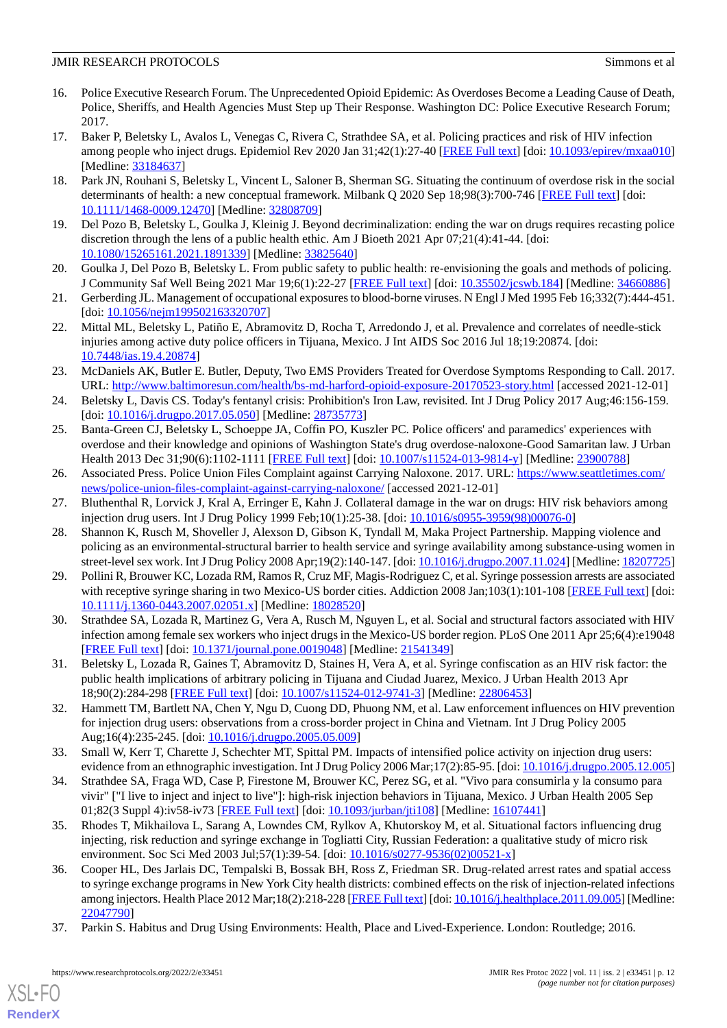16. Police Executive Research Forum. The Unprecedented Opioid Epidemic: As Overdoses Become a Leading Cause of Death, Police, Sheriffs, and Health Agencies Must Step up Their Response. Washington DC: Police Executive Research Forum; 2017.
17. Baker P, Beletsky L, Avalos L, Venegas C, Rivera C, Strathdee SA, et al. Policing practices and risk of HIV infection among people who inject drugs. Epidemiol Rev 2020 Jan 31;42(1):27-40 [FREE Full text] [doi: 10.1093/epirev/mxaa010] [Medline: 33184637]
18. Park JN, Rouhani S, Beletsky L, Vincent L, Saloner B, Sherman SG. Situating the continuum of overdose risk in the social determinants of health: a new conceptual framework. Milbank Q 2020 Sep 18;98(3):700-746 [FREE Full text] [doi: 10.1111/1468-0009.12470] [Medline: 32808709]
19. Del Pozo B, Beletsky L, Goulka J, Kleinig J. Beyond decriminalization: ending the war on drugs requires recasting police discretion through the lens of a public health ethic. Am J Bioeth 2021 Apr 07;21(4):41-44. [doi: 10.1080/15265161.2021.1891339] [Medline: 33825640]
20. Goulka J, Del Pozo B, Beletsky L. From public safety to public health: re-envisioning the goals and methods of policing. J Community Saf Well Being 2021 Mar 19;6(1):22-27 [FREE Full text] [doi: 10.35502/jcswb.184] [Medline: 34660886]
21. Gerberding JL. Management of occupational exposures to blood-borne viruses. N Engl J Med 1995 Feb 16;332(7):444-451. [doi: 10.1056/nejm199502163320707]
22. Mittal ML, Beletsky L, Patiño E, Abramovitz D, Rocha T, Arredondo J, et al. Prevalence and correlates of needle-stick injuries among active duty police officers in Tijuana, Mexico. J Int AIDS Soc 2016 Jul 18;19:20874. [doi: 10.7448/ias.19.4.20874]
23. McDaniels AK, Butler E. Butler, Deputy, Two EMS Providers Treated for Overdose Symptoms Responding to Call. 2017. URL: http://www.baltimoresun.com/health/bs-md-harford-opioid-exposure-20170523-story.html [accessed 2021-12-01]
24. Beletsky L, Davis CS. Today's fentanyl crisis: Prohibition's Iron Law, revisited. Int J Drug Policy 2017 Aug;46:156-159. [doi: 10.1016/j.drugpo.2017.05.050] [Medline: 28735773]
25. Banta-Green CJ, Beletsky L, Schoeppe JA, Coffin PO, Kuszler PC. Police officers' and paramedics' experiences with overdose and their knowledge and opinions of Washington State's drug overdose-naloxone-Good Samaritan law. J Urban Health 2013 Dec 31;90(6):1102-1111 [FREE Full text] [doi: 10.1007/s11524-013-9814-y] [Medline: 23900788]
26. Associated Press. Police Union Files Complaint against Carrying Naloxone. 2017. URL: https://www.seattletimes.com/news/police-union-files-complaint-against-carrying-naloxone/ [accessed 2021-12-01]
27. Bluthenthal R, Lorvick J, Kral A, Erringer E, Kahn J. Collateral damage in the war on drugs: HIV risk behaviors among injection drug users. Int J Drug Policy 1999 Feb;10(1):25-38. [doi: 10.1016/s0955-3959(98)00076-0]
28. Shannon K, Rusch M, Shoveller J, Alexson D, Gibson K, Tyndall M, Maka Project Partnership. Mapping violence and policing as an environmental-structural barrier to health service and syringe availability among substance-using women in street-level sex work. Int J Drug Policy 2008 Apr;19(2):140-147. [doi: 10.1016/j.drugpo.2007.11.024] [Medline: 18207725]
29. Pollini R, Brouwer KC, Lozada RM, Ramos R, Cruz MF, Magis-Rodriguez C, et al. Syringe possession arrests are associated with receptive syringe sharing in two Mexico-US border cities. Addiction 2008 Jan;103(1):101-108 [FREE Full text] [doi: 10.1111/j.1360-0443.2007.02051.x] [Medline: 18028520]
30. Strathdee SA, Lozada R, Martinez G, Vera A, Rusch M, Nguyen L, et al. Social and structural factors associated with HIV infection among female sex workers who inject drugs in the Mexico-US border region. PLoS One 2011 Apr 25;6(4):e19048 [FREE Full text] [doi: 10.1371/journal.pone.0019048] [Medline: 21541349]
31. Beletsky L, Lozada R, Gaines T, Abramovitz D, Staines H, Vera A, et al. Syringe confiscation as an HIV risk factor: the public health implications of arbitrary policing in Tijuana and Ciudad Juarez, Mexico. J Urban Health 2013 Apr 18;90(2):284-298 [FREE Full text] [doi: 10.1007/s11524-012-9741-3] [Medline: 22806453]
32. Hammett TM, Bartlett NA, Chen Y, Ngu D, Cuong DD, Phuong NM, et al. Law enforcement influences on HIV prevention for injection drug users: observations from a cross-border project in China and Vietnam. Int J Drug Policy 2005 Aug;16(4):235-245. [doi: 10.1016/j.drugpo.2005.05.009]
33. Small W, Kerr T, Charette J, Schechter MT, Spittal PM. Impacts of intensified police activity on injection drug users: evidence from an ethnographic investigation. Int J Drug Policy 2006 Mar;17(2):85-95. [doi: 10.1016/j.drugpo.2005.12.005]
34. Strathdee SA, Fraga WD, Case P, Firestone M, Brouwer KC, Perez SG, et al. "Vivo para consumirla y la consumo para vivir" ["I live to inject and inject to live"]: high-risk injection behaviors in Tijuana, Mexico. J Urban Health 2005 Sep 01;82(3 Suppl 4):iv58-iv73 [FREE Full text] [doi: 10.1093/jurban/jti108] [Medline: 16107441]
35. Rhodes T, Mikhailova L, Sarang A, Lowndes CM, Rylkov A, Khutorskoy M, et al. Situational factors influencing drug injecting, risk reduction and syringe exchange in Togliatti City, Russian Federation: a qualitative study of micro risk environment. Soc Sci Med 2003 Jul;57(1):39-54. [doi: 10.1016/s0277-9536(02)00521-x]
36. Cooper HL, Des Jarlais DC, Tempalski B, Bossak BH, Ross Z, Friedman SR. Drug-related arrest rates and spatial access to syringe exchange programs in New York City health districts: combined effects on the risk of injection-related infections among injectors. Health Place 2012 Mar;18(2):218-228 [FREE Full text] [doi: 10.1016/j.healthplace.2011.09.005] [Medline: 22047790]
37. Parkin S. Habitus and Drug Using Environments: Health, Place and Lived-Experience. London: Routledge; 2016.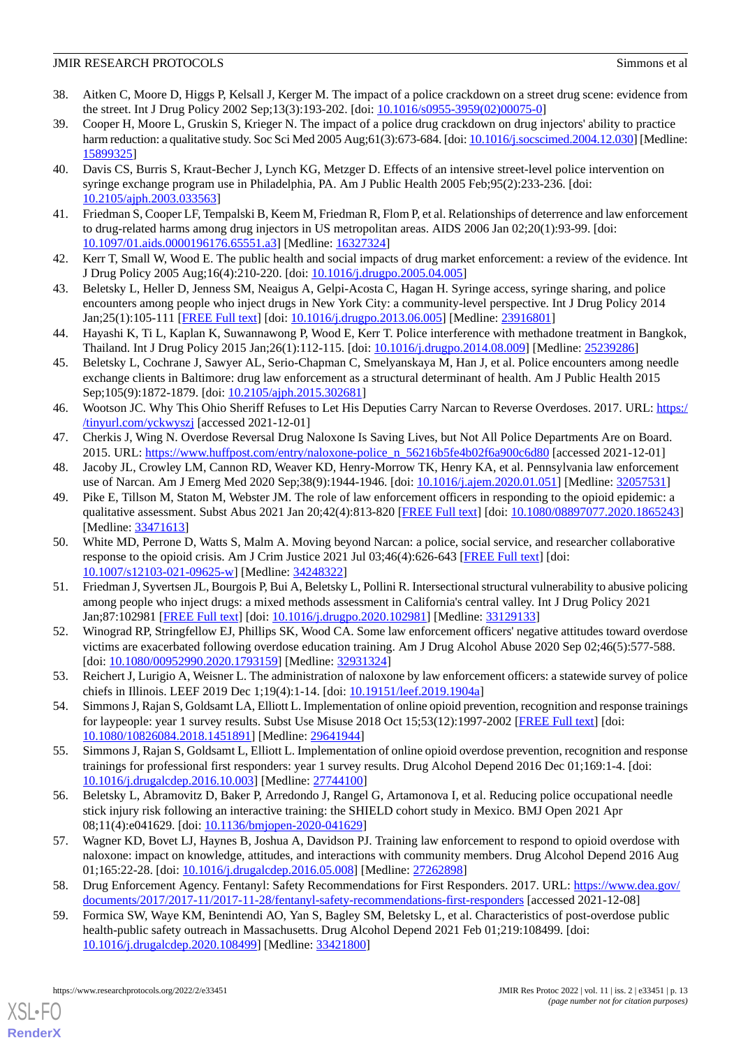38. Aitken C, Moore D, Higgs P, Kelsall J, Kerger M. The impact of a police crackdown on a street drug scene: evidence from the street. Int J Drug Policy 2002 Sep;13(3):193-202. [doi: 10.1016/s0955-3959(02)00075-0]
39. Cooper H, Moore L, Gruskin S, Krieger N. The impact of a police drug crackdown on drug injectors' ability to practice harm reduction: a qualitative study. Soc Sci Med 2005 Aug;61(3):673-684. [doi: 10.1016/j.socscimed.2004.12.030] [Medline: 15899325]
40. Davis CS, Burris S, Kraut-Becher J, Lynch KG, Metzger D. Effects of an intensive street-level police intervention on syringe exchange program use in Philadelphia, PA. Am J Public Health 2005 Feb;95(2):233-236. [doi: 10.2105/ajph.2003.033563]
41. Friedman S, Cooper LF, Tempalski B, Keem M, Friedman R, Flom P, et al. Relationships of deterrence and law enforcement to drug-related harms among drug injectors in US metropolitan areas. AIDS 2006 Jan 02;20(1):93-99. [doi: 10.1097/01.aids.0000196176.65551.a3] [Medline: 16327324]
42. Kerr T, Small W, Wood E. The public health and social impacts of drug market enforcement: a review of the evidence. Int J Drug Policy 2005 Aug;16(4):210-220. [doi: 10.1016/j.drugpo.2005.04.005]
43. Beletsky L, Heller D, Jenness SM, Neaigus A, Gelpi-Acosta C, Hagan H. Syringe access, syringe sharing, and police encounters among people who inject drugs in New York City: a community-level perspective. Int J Drug Policy 2014 Jan;25(1):105-111 [FREE Full text] [doi: 10.1016/j.drugpo.2013.06.005] [Medline: 23916801]
44. Hayashi K, Ti L, Kaplan K, Suwannawong P, Wood E, Kerr T. Police interference with methadone treatment in Bangkok, Thailand. Int J Drug Policy 2015 Jan;26(1):112-115. [doi: 10.1016/j.drugpo.2014.08.009] [Medline: 25239286]
45. Beletsky L, Cochrane J, Sawyer AL, Serio-Chapman C, Smelyanskaya M, Han J, et al. Police encounters among needle exchange clients in Baltimore: drug law enforcement as a structural determinant of health. Am J Public Health 2015 Sep;105(9):1872-1879. [doi: 10.2105/ajph.2015.302681]
46. Wootson JC. Why This Ohio Sheriff Refuses to Let His Deputies Carry Narcan to Reverse Overdoses. 2017. URL: https://tinyurl.com/yckwyszj [accessed 2021-12-01]
47. Cherkis J, Wing N. Overdose Reversal Drug Naloxone Is Saving Lives, but Not All Police Departments Are on Board. 2015. URL: https://www.huffpost.com/entry/naloxone-police_n_56216b5fe4b02f6a900c6d80 [accessed 2021-12-01]
48. Jacoby JL, Crowley LM, Cannon RD, Weaver KD, Henry-Morrow TK, Henry KA, et al. Pennsylvania law enforcement use of Narcan. Am J Emerg Med 2020 Sep;38(9):1944-1946. [doi: 10.1016/j.ajem.2020.01.051] [Medline: 32057531]
49. Pike E, Tillson M, Staton M, Webster JM. The role of law enforcement officers in responding to the opioid epidemic: a qualitative assessment. Subst Abus 2021 Jan 20;42(4):813-820 [FREE Full text] [doi: 10.1080/08897077.2020.1865243] [Medline: 33471613]
50. White MD, Perrone D, Watts S, Malm A. Moving beyond Narcan: a police, social service, and researcher collaborative response to the opioid crisis. Am J Crim Justice 2021 Jul 03;46(4):626-643 [FREE Full text] [doi: 10.1007/s12103-021-09625-w] [Medline: 34248322]
51. Friedman J, Syvertsen JL, Bourgois P, Bui A, Beletsky L, Pollini R. Intersectional structural vulnerability to abusive policing among people who inject drugs: a mixed methods assessment in California's central valley. Int J Drug Policy 2021 Jan;87:102981 [FREE Full text] [doi: 10.1016/j.drugpo.2020.102981] [Medline: 33129133]
52. Winograd RP, Stringfellow EJ, Phillips SK, Wood CA. Some law enforcement officers' negative attitudes toward overdose victims are exacerbated following overdose education training. Am J Drug Alcohol Abuse 2020 Sep 02;46(5):577-588. [doi: 10.1080/00952990.2020.1793159] [Medline: 32931324]
53. Reichert J, Lurigio A, Weisner L. The administration of naloxone by law enforcement officers: a statewide survey of police chiefs in Illinois. LEEF 2019 Dec 1;19(4):1-14. [doi: 10.19151/leef.2019.1904a]
54. Simmons J, Rajan S, Goldsamt LA, Elliott L. Implementation of online opioid prevention, recognition and response trainings for laypeople: year 1 survey results. Subst Use Misuse 2018 Oct 15;53(12):1997-2002 [FREE Full text] [doi: 10.1080/10826084.2018.1451891] [Medline: 29641944]
55. Simmons J, Rajan S, Goldsamt L, Elliott L. Implementation of online opioid overdose prevention, recognition and response trainings for professional first responders: year 1 survey results. Drug Alcohol Depend 2016 Dec 01;169:1-4. [doi: 10.1016/j.drugalcdep.2016.10.003] [Medline: 27744100]
56. Beletsky L, Abramovitz D, Baker P, Arredondo J, Rangel G, Artamonova I, et al. Reducing police occupational needle stick injury risk following an interactive training: the SHIELD cohort study in Mexico. BMJ Open 2021 Apr 08;11(4):e041629. [doi: 10.1136/bmjopen-2020-041629]
57. Wagner KD, Bovet LJ, Haynes B, Joshua A, Davidson PJ. Training law enforcement to respond to opioid overdose with naloxone: impact on knowledge, attitudes, and interactions with community members. Drug Alcohol Depend 2016 Aug 01;165:22-28. [doi: 10.1016/j.drugalcdep.2016.05.008] [Medline: 27262898]
58. Drug Enforcement Agency. Fentanyl: Safety Recommendations for First Responders. 2017. URL: https://www.dea.gov/documents/2017/2017-11/2017-11-28/fentanyl-safety-recommendations-first-responders [accessed 2021-12-08]
59. Formica SW, Waye KM, Benintendi AO, Yan S, Bagley SM, Beletsky L, et al. Characteristics of post-overdose public health-public safety outreach in Massachusetts. Drug Alcohol Depend 2021 Feb 01;219:108499. [doi: 10.1016/j.drugalcdep.2020.108499] [Medline: 33421800]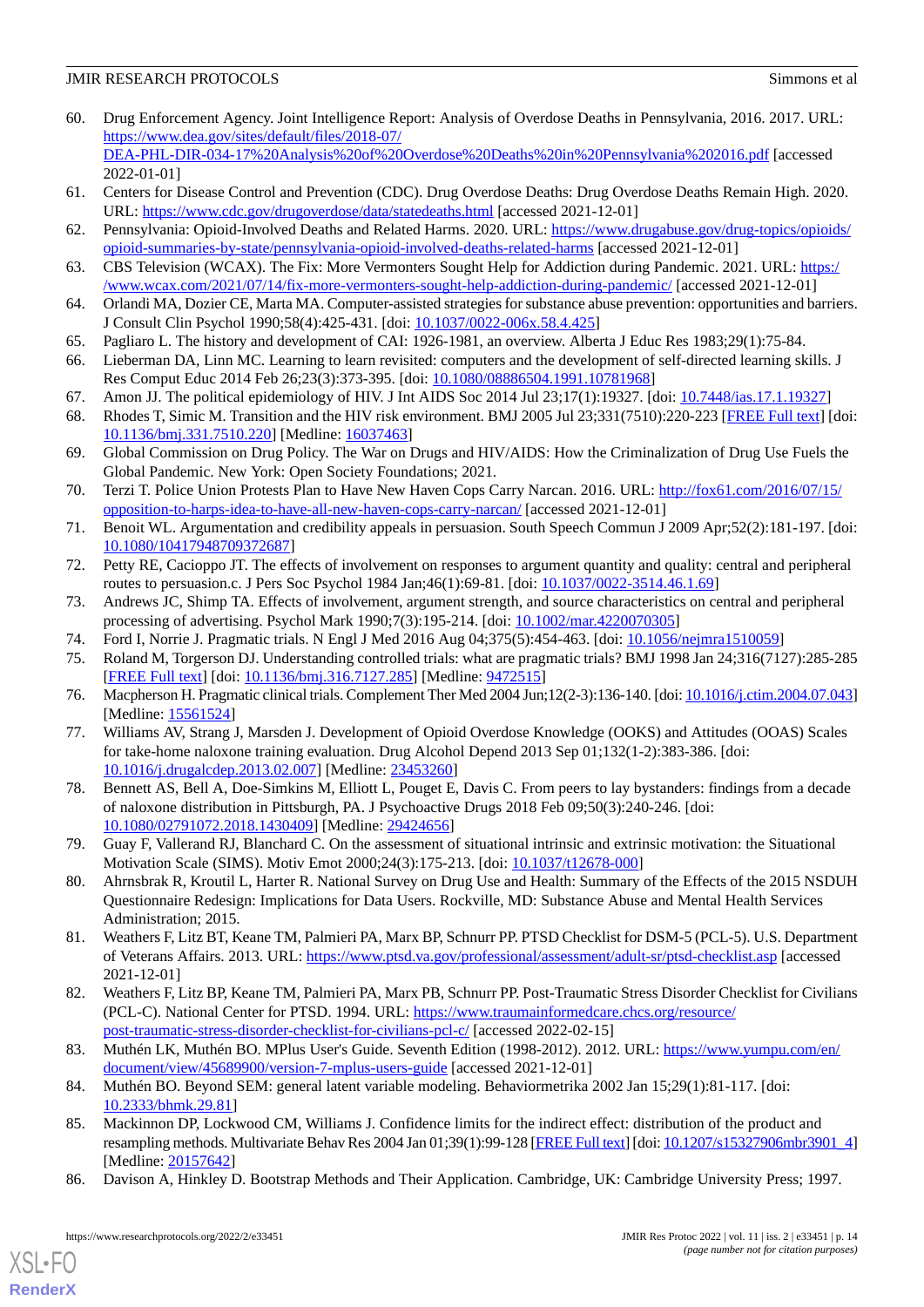60. Drug Enforcement Agency. Joint Intelligence Report: Analysis of Overdose Deaths in Pennsylvania, 2016. 2017. URL: https://www.dea.gov/sites/default/files/2018-07/DEA-PHL-DIR-034-17%20Analysis%20of%20Overdose%20Deaths%20in%20Pennsylvania%202016.pdf [accessed 2022-01-01]
61. Centers for Disease Control and Prevention (CDC). Drug Overdose Deaths: Drug Overdose Deaths Remain High. 2020. URL: https://www.cdc.gov/drugoverdose/data/statedeaths.html [accessed 2021-12-01]
62. Pennsylvania: Opioid-Involved Deaths and Related Harms. 2020. URL: https://www.drugabuse.gov/drug-topics/opioids/opioid-summaries-by-state/pennsylvania-opioid-involved-deaths-related-harms [accessed 2021-12-01]
63. CBS Television (WCAX). The Fix: More Vermonters Sought Help for Addiction during Pandemic. 2021. URL: https://www.wcax.com/2021/07/14/fix-more-vermonters-sought-help-addiction-during-pandemic/ [accessed 2021-12-01]
64. Orlandi MA, Dozier CE, Marta MA. Computer-assisted strategies for substance abuse prevention: opportunities and barriers. J Consult Clin Psychol 1990;58(4):425-431. [doi: 10.1037/0022-006x.58.4.425]
65. Pagliaro L. The history and development of CAI: 1926-1981, an overview. Alberta J Educ Res 1983;29(1):75-84.
66. Lieberman DA, Linn MC. Learning to learn revisited: computers and the development of self-directed learning skills. J Res Comput Educ 2014 Feb 26;23(3):373-395. [doi: 10.1080/08886504.1991.10781968]
67. Amon JJ. The political epidemiology of HIV. J Int AIDS Soc 2014 Jul 23;17(1):19327. [doi: 10.7448/ias.17.1.19327]
68. Rhodes T, Simic M. Transition and the HIV risk environment. BMJ 2005 Jul 23;331(7510):220-223 [FREE Full text] [doi: 10.1136/bmj.331.7510.220] [Medline: 16037463]
69. Global Commission on Drug Policy. The War on Drugs and HIV/AIDS: How the Criminalization of Drug Use Fuels the Global Pandemic. New York: Open Society Foundations; 2021.
70. Terzi T. Police Union Protests Plan to Have New Haven Cops Carry Narcan. 2016. URL: http://fox61.com/2016/07/15/opposition-to-harps-idea-to-have-all-new-haven-cops-carry-narcan/ [accessed 2021-12-01]
71. Benoit WL. Argumentation and credibility appeals in persuasion. South Speech Commun J 2009 Apr;52(2):181-197. [doi: 10.1080/10417948709372687]
72. Petty RE, Cacioppo JT. The effects of involvement on responses to argument quantity and quality: central and peripheral routes to persuasion.c. J Pers Soc Psychol 1984 Jan;46(1):69-81. [doi: 10.1037/0022-3514.46.1.69]
73. Andrews JC, Shimp TA. Effects of involvement, argument strength, and source characteristics on central and peripheral processing of advertising. Psychol Mark 1990;7(3):195-214. [doi: 10.1002/mar.4220070305]
74. Ford I, Norrie J. Pragmatic trials. N Engl J Med 2016 Aug 04;375(5):454-463. [doi: 10.1056/nejmra1510059]
75. Roland M, Torgerson DJ. Understanding controlled trials: what are pragmatic trials? BMJ 1998 Jan 24;316(7127):285-285 [FREE Full text] [doi: 10.1136/bmj.316.7127.285] [Medline: 9472515]
76. Macpherson H. Pragmatic clinical trials. Complement Ther Med 2004 Jun;12(2-3):136-140. [doi: 10.1016/j.ctim.2004.07.043] [Medline: 15561524]
77. Williams AV, Strang J, Marsden J. Development of Opioid Overdose Knowledge (OOKS) and Attitudes (OOAS) Scales for take-home naloxone training evaluation. Drug Alcohol Depend 2013 Sep 01;132(1-2):383-386. [doi: 10.1016/j.drugalcdep.2013.02.007] [Medline: 23453260]
78. Bennett AS, Bell A, Doe-Simkins M, Elliott L, Pouget E, Davis C. From peers to lay bystanders: findings from a decade of naloxone distribution in Pittsburgh, PA. J Psychoactive Drugs 2018 Feb 09;50(3):240-246. [doi: 10.1080/02791072.2018.1430409] [Medline: 29424656]
79. Guay F, Vallerand RJ, Blanchard C. On the assessment of situational intrinsic and extrinsic motivation: the Situational Motivation Scale (SIMS). Motiv Emot 2000;24(3):175-213. [doi: 10.1037/t12678-000]
80. Ahrnsbrak R, Kroutil L, Harter R. National Survey on Drug Use and Health: Summary of the Effects of the 2015 NSDUH Questionnaire Redesign: Implications for Data Users. Rockville, MD: Substance Abuse and Mental Health Services Administration; 2015.
81. Weathers F, Litz BT, Keane TM, Palmieri PA, Marx BP, Schnurr PP. PTSD Checklist for DSM-5 (PCL-5). U.S. Department of Veterans Affairs. 2013. URL: https://www.ptsd.va.gov/professional/assessment/adult-sr/ptsd-checklist.asp [accessed 2021-12-01]
82. Weathers F, Litz BP, Keane TM, Palmieri PA, Marx PB, Schnurr PP. Post-Traumatic Stress Disorder Checklist for Civilians (PCL-C). National Center for PTSD. 1994. URL: https://www.traumainformedcare.chcs.org/resource/post-traumatic-stress-disorder-checklist-for-civilians-pcl-c/ [accessed 2022-02-15]
83. Muthén LK, Muthén BO. MPlus User's Guide. Seventh Edition (1998-2012). 2012. URL: https://www.yumpu.com/en/document/view/45689900/version-7-mplus-users-guide [accessed 2021-12-01]
84. Muthén BO. Beyond SEM: general latent variable modeling. Behaviormetrika 2002 Jan 15;29(1):81-117. [doi: 10.2333/bhmk.29.81]
85. Mackinnon DP, Lockwood CM, Williams J. Confidence limits for the indirect effect: distribution of the product and resampling methods. Multivariate Behav Res 2004 Jan 01;39(1):99-128 [FREE Full text] [doi: 10.1207/s15327906mbr3901_4] [Medline: 20157642]
86. Davison A, Hinkley D. Bootstrap Methods and Their Application. Cambridge, UK: Cambridge University Press; 1997.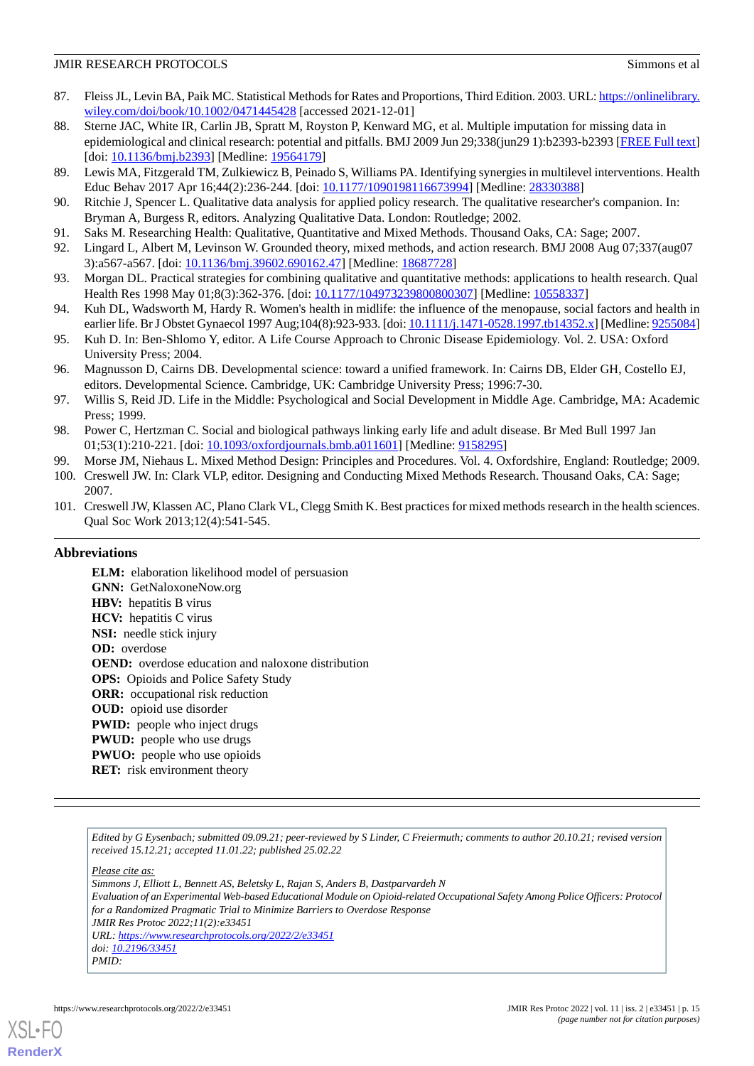87. Fleiss JL, Levin BA, Paik MC. Statistical Methods for Rates and Proportions, Third Edition. 2003. URL: https://onlinelibrary.wiley.com/doi/book/10.1002/0471445428 [accessed 2021-12-01]
88. Sterne JAC, White IR, Carlin JB, Spratt M, Royston P, Kenward MG, et al. Multiple imputation for missing data in epidemiological and clinical research: potential and pitfalls. BMJ 2009 Jun 29;338(jun29 1):b2393-b2393 [FREE Full text] [doi: 10.1136/bmj.b2393] [Medline: 19564179]
89. Lewis MA, Fitzgerald TM, Zulkiewicz B, Peinado S, Williams PA. Identifying synergies in multilevel interventions. Health Educ Behav 2017 Apr 16;44(2):236-244. [doi: 10.1177/1090198116673994] [Medline: 28330388]
90. Ritchie J, Spencer L. Qualitative data analysis for applied policy research. The qualitative researcher's companion. In: Bryman A, Burgess R, editors. Analyzing Qualitative Data. London: Routledge; 2002.
91. Saks M. Researching Health: Qualitative, Quantitative and Mixed Methods. Thousand Oaks, CA: Sage; 2007.
92. Lingard L, Albert M, Levinson W. Grounded theory, mixed methods, and action research. BMJ 2008 Aug 07;337(aug07 3):a567-a567. [doi: 10.1136/bmj.39602.690162.47] [Medline: 18687728]
93. Morgan DL. Practical strategies for combining qualitative and quantitative methods: applications to health research. Qual Health Res 1998 May 01;8(3):362-376. [doi: 10.1177/104973239800800307] [Medline: 10558337]
94. Kuh DL, Wadsworth M, Hardy R. Women's health in midlife: the influence of the menopause, social factors and health in earlier life. Br J Obstet Gynaecol 1997 Aug;104(8):923-933. [doi: 10.1111/j.1471-0528.1997.tb14352.x] [Medline: 9255084]
95. Kuh D. In: Ben-Shlomo Y, editor. A Life Course Approach to Chronic Disease Epidemiology. Vol. 2. USA: Oxford University Press; 2004.
96. Magnusson D, Cairns DB. Developmental science: toward a unified framework. In: Cairns DB, Elder GH, Costello EJ, editors. Developmental Science. Cambridge, UK: Cambridge University Press; 1996:7-30.
97. Willis S, Reid JD. Life in the Middle: Psychological and Social Development in Middle Age. Cambridge, MA: Academic Press; 1999.
98. Power C, Hertzman C. Social and biological pathways linking early life and adult disease. Br Med Bull 1997 Jan 01;53(1):210-221. [doi: 10.1093/oxfordjournals.bmb.a011601] [Medline: 9158295]
99. Morse JM, Niehaus L. Mixed Method Design: Principles and Procedures. Vol. 4. Oxfordshire, England: Routledge; 2009.
100. Creswell JW. In: Clark VLP, editor. Designing and Conducting Mixed Methods Research. Thousand Oaks, CA: Sage; 2007.
101. Creswell JW, Klassen AC, Plano Clark VL, Clegg Smith K. Best practices for mixed methods research in the health sciences. Qual Soc Work 2013;12(4):541-545.

## Abbreviations

**ELM:** elaboration likelihood model of persuasion
**GNN:** GetNaloxoneNow.org
**HBV:** hepatitis B virus
**HCV:** hepatitis C virus
**NSI:** needle stick injury
**OD:** overdose
**OEND:** overdose education and naloxone distribution
**OPS:** Opioids and Police Safety Study
**ORR:** occupational risk reduction
**OUD:** opioid use disorder
**PWID:** people who inject drugs
**PWUD:** people who use drugs
**PWUO:** people who use opioids
**RET:** risk environment theory

*Edited by G Eysenbach; submitted 09.09.21; peer-reviewed by S Linder, C Freiermuth; comments to author 20.10.21; revised version received 15.12.21; accepted 11.01.22; published 25.02.22*

*Please cite as:*
*Simmons J, Elliott L, Bennett AS, Beletsky L, Rajan S, Anders B, Dastparvardeh N*
*Evaluation of an Experimental Web-based Educational Module on Opioid-related Occupational Safety Among Police Officers: Protocol for a Randomized Pragmatic Trial to Minimize Barriers to Overdose Response*
*JMIR Res Protoc 2022;11(2):e33451*
*URL: https://www.researchprotocols.org/2022/2/e33451*
*doi: 10.2196/33451*
*PMID:*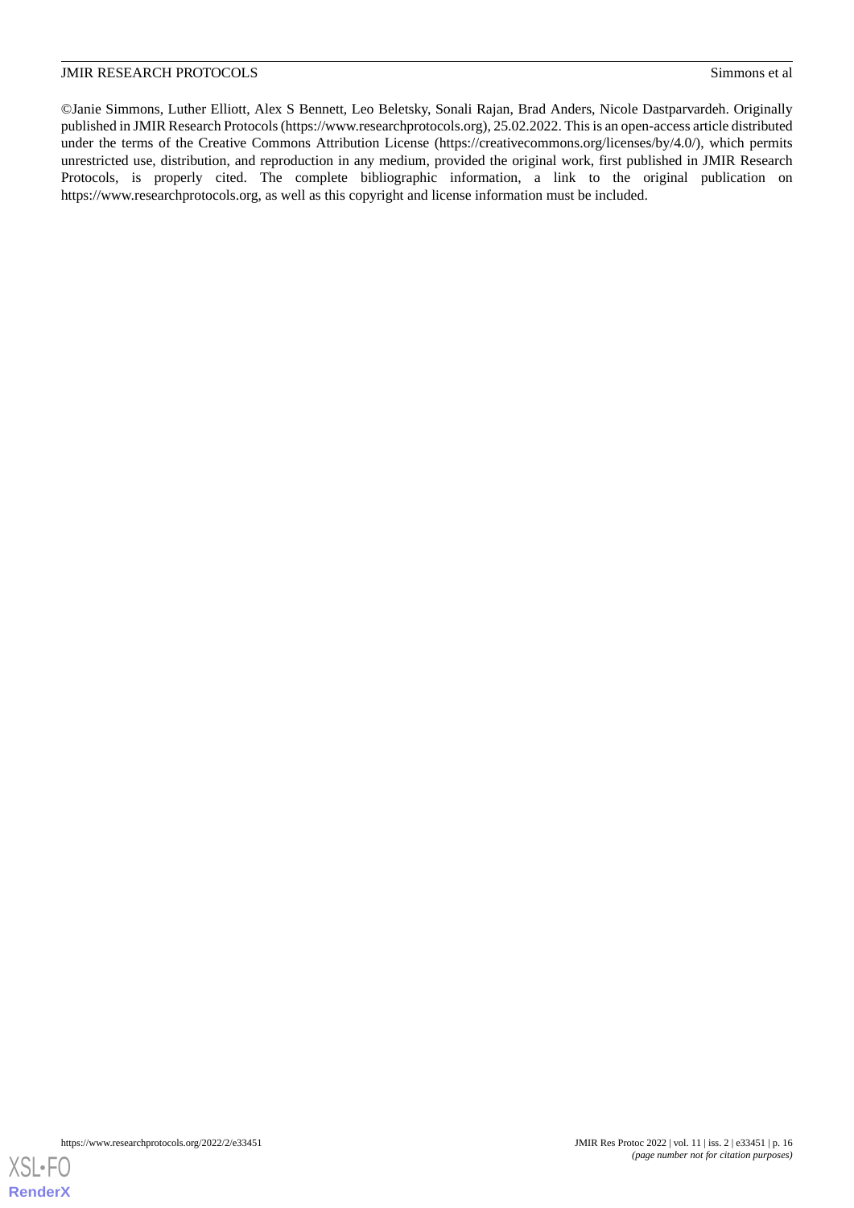©Janie Simmons, Luther Elliott, Alex S Bennett, Leo Beletsky, Sonali Rajan, Brad Anders, Nicole Dastparvardeh. Originally published in JMIR Research Protocols (https://www.researchprotocols.org), 25.02.2022. This is an open-access article distributed under the terms of the Creative Commons Attribution License (https://creativecommons.org/licenses/by/4.0/), which permits unrestricted use, distribution, and reproduction in any medium, provided the original work, first published in JMIR Research Protocols, is properly cited. The complete bibliographic information, a link to the original publication on https://www.researchprotocols.org, as well as this copyright and license information must be included.